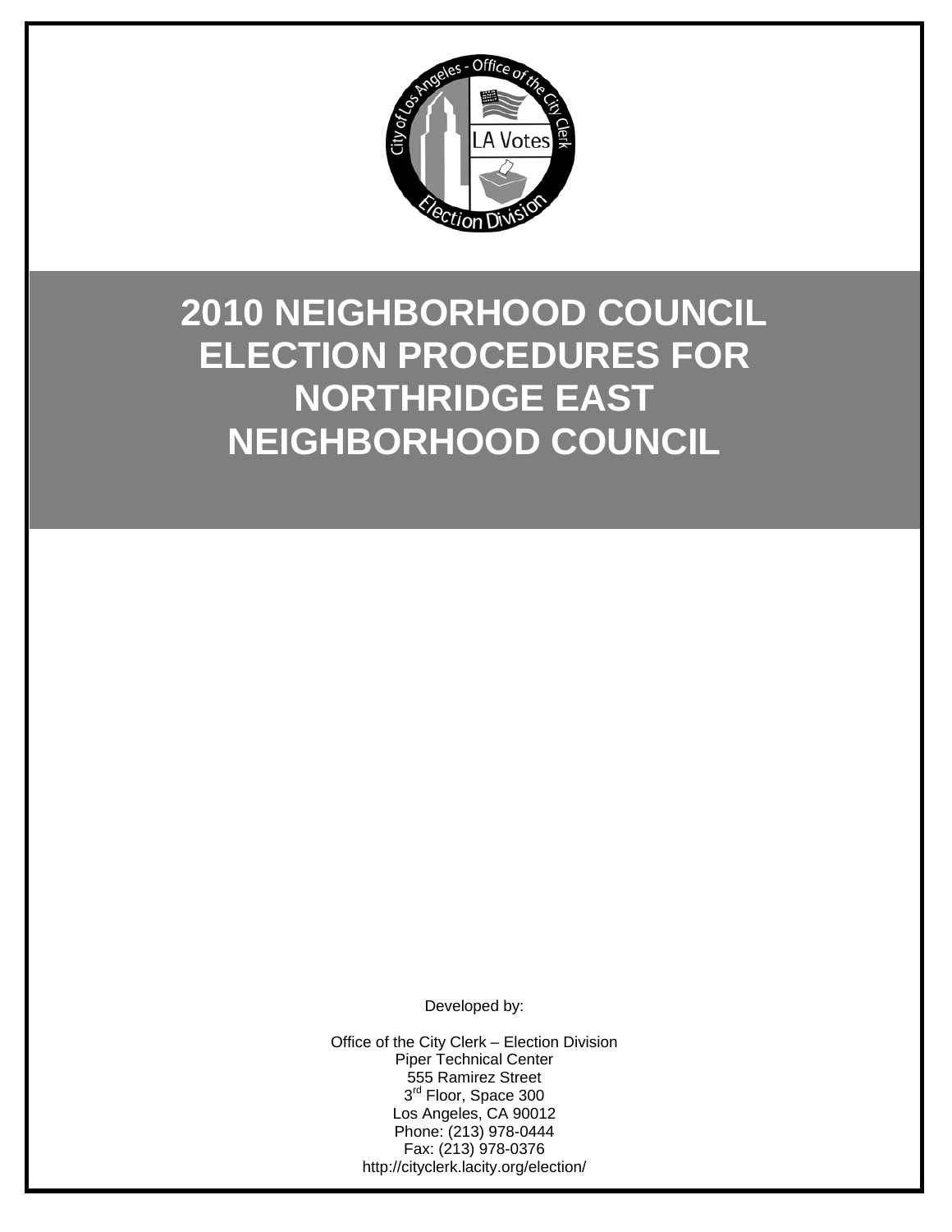# 2010 NEIGHBORHOOD COUNCIL ELECTION PROCEDURES FOR NORTHRIDGE EAST NEIGHBORHOOD COUNCIL

Developed by:

Office of the City Clerk – Election Division
Piper Technical Center
555 Ramirez Street
3rd Floor, Space 300
Los Angeles, CA 90012
Phone: (213) 978-0444
Fax: (213) 978-0376
http://cityclerk.lacity.org/election/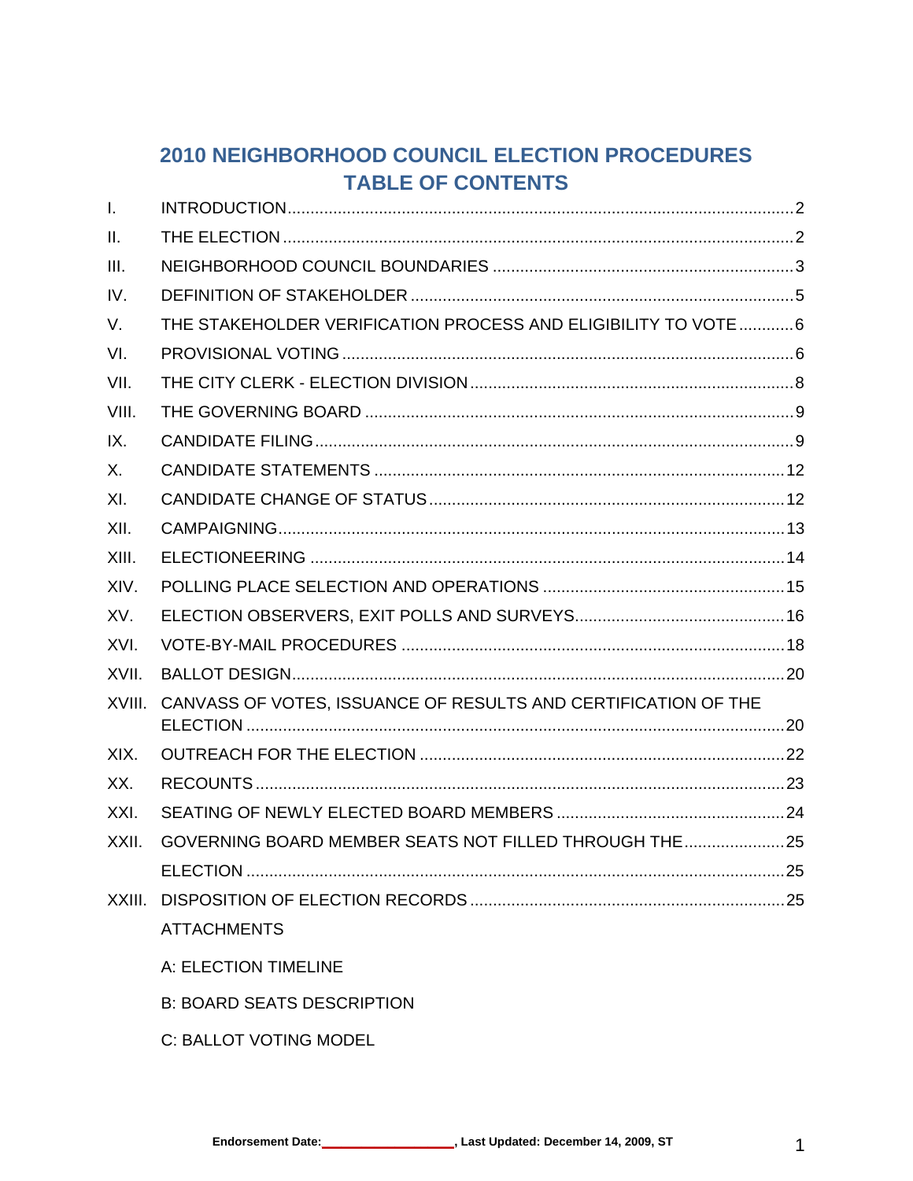# 2010 NEIGHBORHOOD COUNCIL ELECTION PROCEDURES
## TABLE OF CONTENTS

| | | |
|---|---|---|
| I. | INTRODUCTION | 2 |
| II. | THE ELECTION | 2 |
| III. | NEIGHBORHOOD COUNCIL BOUNDARIES | 3 |
| IV. | DEFINITION OF STAKEHOLDER | 5 |
| V. | THE STAKEHOLDER VERIFICATION PROCESS AND ELIGIBILITY TO VOTE | 6 |
| VI. | PROVISIONAL VOTING | 6 |
| VII. | THE CITY CLERK - ELECTION DIVISION | 8 |
| VIII. | THE GOVERNING BOARD | 9 |
| IX. | CANDIDATE FILING | 9 |
| X. | CANDIDATE STATEMENTS | 12 |
| XI. | CANDIDATE CHANGE OF STATUS | 12 |
| XII. | CAMPAIGNING | 13 |
| XIII. | ELECTIONEERING | 14 |
| XIV. | POLLING PLACE SELECTION AND OPERATIONS | 15 |
| XV. | ELECTION OBSERVERS, EXIT POLLS AND SURVEYS | 16 |
| XVI. | VOTE-BY-MAIL PROCEDURES | 18 |
| XVII. | BALLOT DESIGN | 20 |
| XVIII. | CANVASS OF VOTES, ISSUANCE OF RESULTS AND CERTIFICATION OF THE ELECTION | 20 |
| XIX. | OUTREACH FOR THE ELECTION | 22 |
| XX. | RECOUNTS | 23 |
| XXI. | SEATING OF NEWLY ELECTED BOARD MEMBERS | 24 |
| XXII. | GOVERNING BOARD MEMBER SEATS NOT FILLED THROUGH THE | 25 |
| | ELECTION | 25 |
| XXIII. | DISPOSITION OF ELECTION RECORDS | 25 |

ATTACHMENTS

A: ELECTION TIMELINE

B: BOARD SEATS DESCRIPTION

C: BALLOT VOTING MODEL

**Endorsement Date:\_\_\_\_\_\_\_\_\_\_\_\_\_\_\_\_\_\_, Last Updated: December 14, 2009, ST**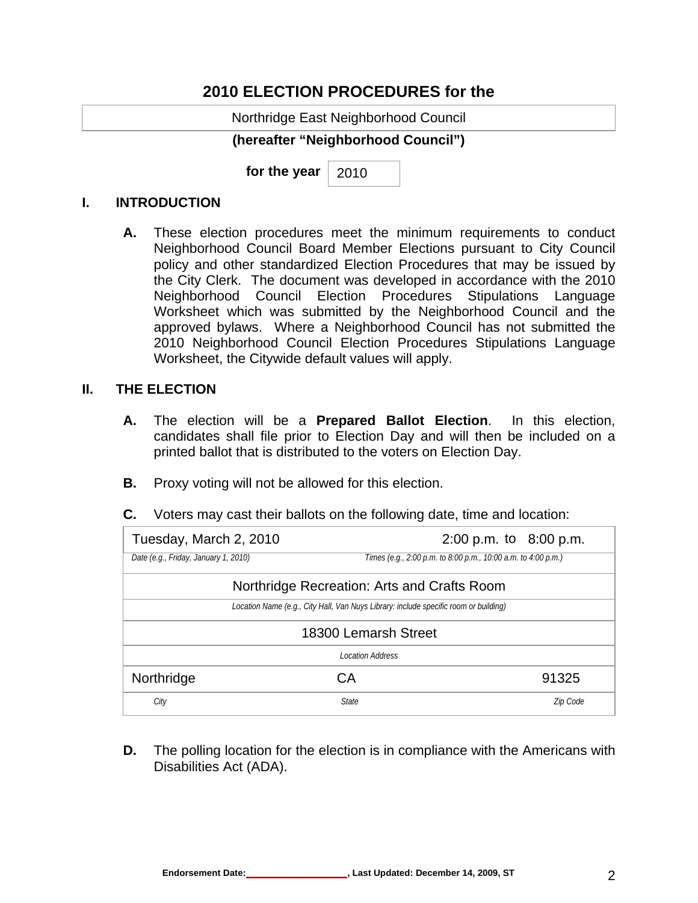# 2010 ELECTION PROCEDURES for the

Northridge East Neighborhood Council

**(hereafter "Neighborhood Council")**

**for the year** 2010

## I. INTRODUCTION

**A.** These election procedures meet the minimum requirements to conduct Neighborhood Council Board Member Elections pursuant to City Council policy and other standardized Election Procedures that may be issued by the City Clerk. The document was developed in accordance with the 2010 Neighborhood Council Election Procedures Stipulations Language Worksheet which was submitted by the Neighborhood Council and the approved bylaws. Where a Neighborhood Council has not submitted the 2010 Neighborhood Council Election Procedures Stipulations Language Worksheet, the Citywide default values will apply.

## II. THE ELECTION

**A.** The election will be a **Prepared Ballot Election**. In this election, candidates shall file prior to Election Day and will then be included on a printed ballot that is distributed to the voters on Election Day.

**B.** Proxy voting will not be allowed for this election.

**C.** Voters may cast their ballots on the following date, time and location:

| Tuesday, March 2, 2010 | 2:00 p.m. to 8:00 p.m. | |
|---|---|---|
| *Date (e.g., Friday, January 1, 2010)* | *Times (e.g., 2:00 p.m. to 8:00 p.m., 10:00 a.m. to 4:00 p.m.)* | |
| Northridge Recreation: Arts and Crafts Room | | |
| *Location Name (e.g., City Hall, Van Nuys Library: include specific room or building)* | | |
| 18300 Lemarsh Street | | |
| *Location Address* | | |
| Northridge | CA | 91325 |
| *City* | *State* | *Zip Code* |

**D.** The polling location for the election is in compliance with the Americans with Disabilities Act (ADA).

**Endorsement Date:**\_\_\_\_\_\_\_\_\_\_\_\_\_\_\_\_\_\_**, Last Updated: December 14, 2009, ST**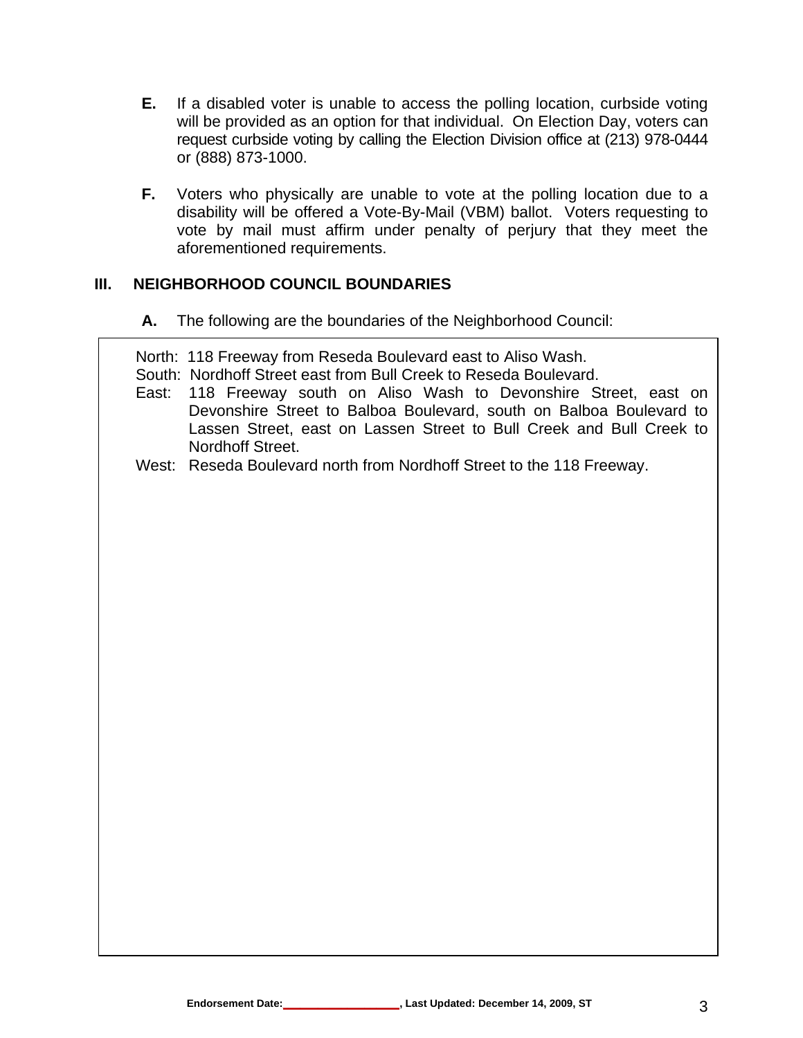**E.** If a disabled voter is unable to access the polling location, curbside voting will be provided as an option for that individual. On Election Day, voters can request curbside voting by calling the Election Division office at (213) 978-0444 or (888) 873-1000.

**F.** Voters who physically are unable to vote at the polling location due to a disability will be offered a Vote-By-Mail (VBM) ballot. Voters requesting to vote by mail must affirm under penalty of perjury that they meet the aforementioned requirements.

## III. NEIGHBORHOOD COUNCIL BOUNDARIES

**A.** The following are the boundaries of the Neighborhood Council:

North: 118 Freeway from Reseda Boulevard east to Aliso Wash.
South: Nordhoff Street east from Bull Creek to Reseda Boulevard.
East: 118 Freeway south on Aliso Wash to Devonshire Street, east on Devonshire Street to Balboa Boulevard, south on Balboa Boulevard to Lassen Street, east on Lassen Street to Bull Creek and Bull Creek to Nordhoff Street.
West: Reseda Boulevard north from Nordhoff Street to the 118 Freeway.

**Endorsement Date:__________, Last Updated: December 14, 2009, ST**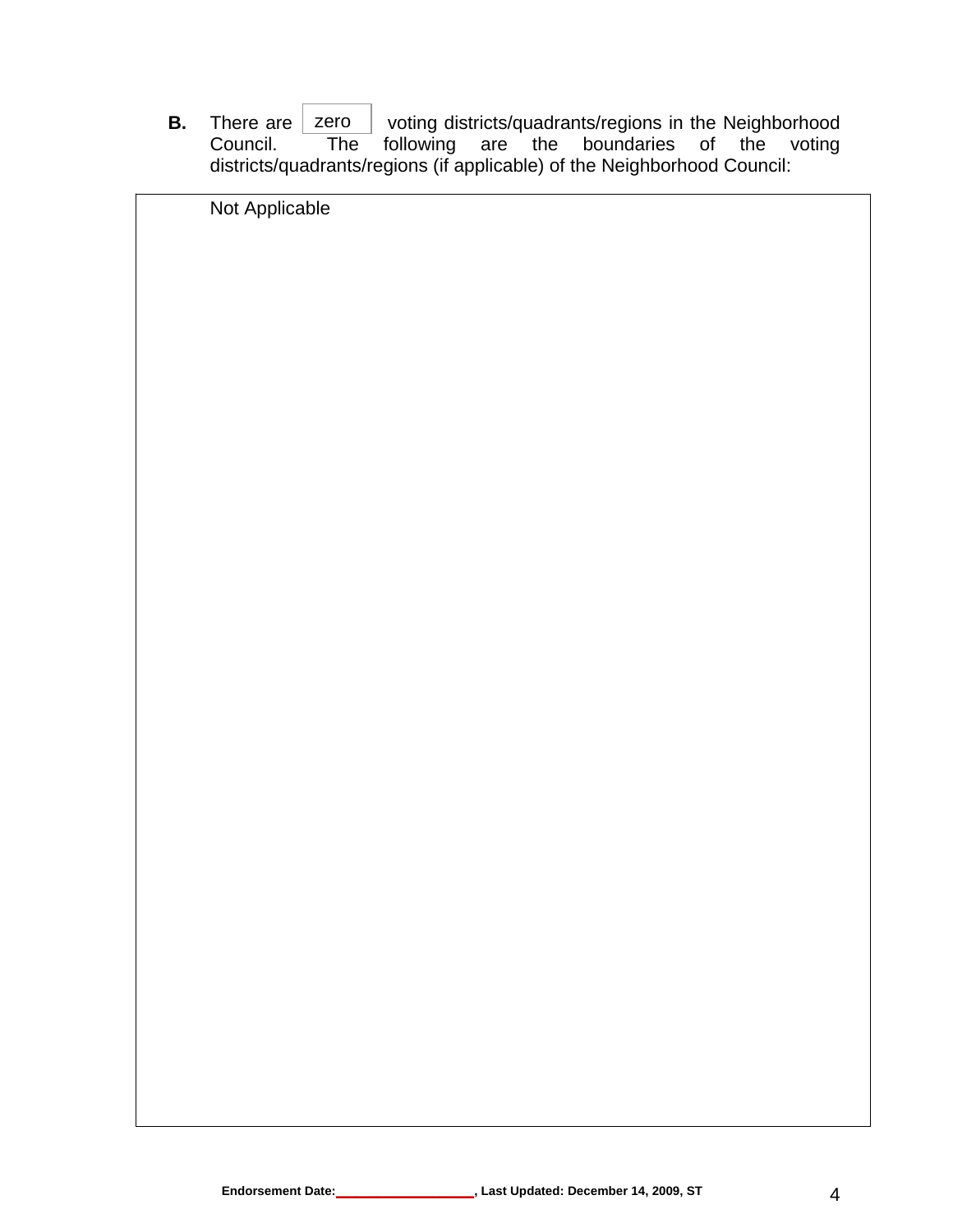**B.** There are zero voting districts/quadrants/regions in the Neighborhood Council. The following are the boundaries of the voting districts/quadrants/regions (if applicable) of the Neighborhood Council:

Not Applicable

**Endorsement Date:__________________, Last Updated: December 14, 2009, ST**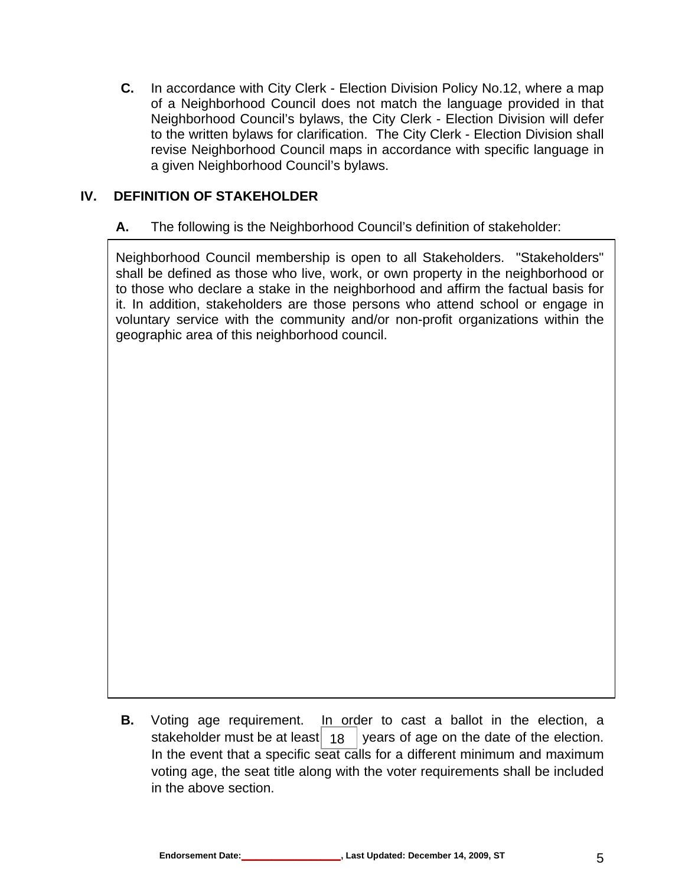**C.** In accordance with City Clerk - Election Division Policy No.12, where a map of a Neighborhood Council does not match the language provided in that Neighborhood Council's bylaws, the City Clerk - Election Division will defer to the written bylaws for clarification. The City Clerk - Election Division shall revise Neighborhood Council maps in accordance with specific language in a given Neighborhood Council's bylaws.

## IV. DEFINITION OF STAKEHOLDER

**A.** The following is the Neighborhood Council's definition of stakeholder:

Neighborhood Council membership is open to all Stakeholders. "Stakeholders" shall be defined as those who live, work, or own property in the neighborhood or to those who declare a stake in the neighborhood and affirm the factual basis for it. In addition, stakeholders are those persons who attend school or engage in voluntary service with the community and/or non-profit organizations within the geographic area of this neighborhood council.

**B.** Voting age requirement. In order to cast a ballot in the election, a stakeholder must be at least 18 years of age on the date of the election. In the event that a specific seat calls for a different minimum and maximum voting age, the seat title along with the voter requirements shall be included in the above section.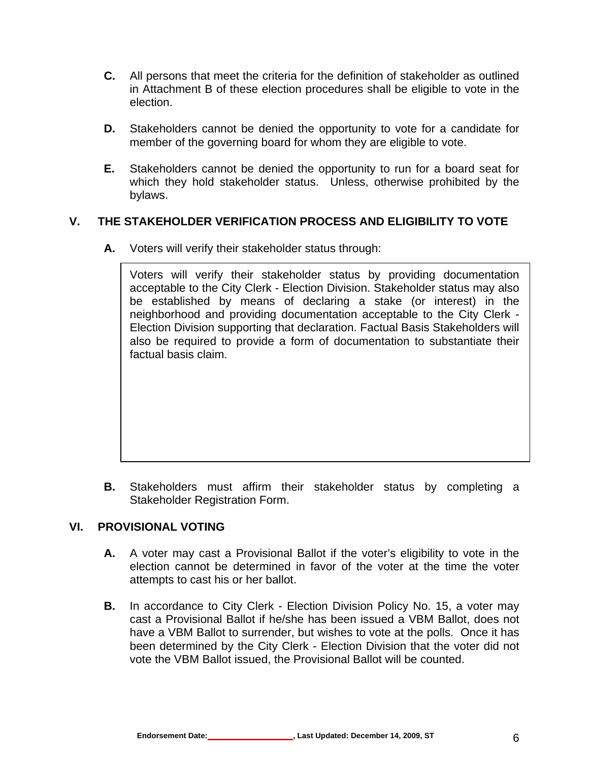**C.** All persons that meet the criteria for the definition of stakeholder as outlined in Attachment B of these election procedures shall be eligible to vote in the election.

**D.** Stakeholders cannot be denied the opportunity to vote for a candidate for member of the governing board for whom they are eligible to vote.

**E.** Stakeholders cannot be denied the opportunity to run for a board seat for which they hold stakeholder status. Unless, otherwise prohibited by the bylaws.

## V. THE STAKEHOLDER VERIFICATION PROCESS AND ELIGIBILITY TO VOTE

**A.** Voters will verify their stakeholder status through:

> Voters will verify their stakeholder status by providing documentation acceptable to the City Clerk - Election Division. Stakeholder status may also be established by means of declaring a stake (or interest) in the neighborhood and providing documentation acceptable to the City Clerk - Election Division supporting that declaration. Factual Basis Stakeholders will also be required to provide a form of documentation to substantiate their factual basis claim.

**B.** Stakeholders must affirm their stakeholder status by completing a Stakeholder Registration Form.

## VI. PROVISIONAL VOTING

**A.** A voter may cast a Provisional Ballot if the voter's eligibility to vote in the election cannot be determined in favor of the voter at the time the voter attempts to cast his or her ballot.

**B.** In accordance to City Clerk - Election Division Policy No. 15, a voter may cast a Provisional Ballot if he/she has been issued a VBM Ballot, does not have a VBM Ballot to surrender, but wishes to vote at the polls. Once it has been determined by the City Clerk - Election Division that the voter did not vote the VBM Ballot issued, the Provisional Ballot will be counted.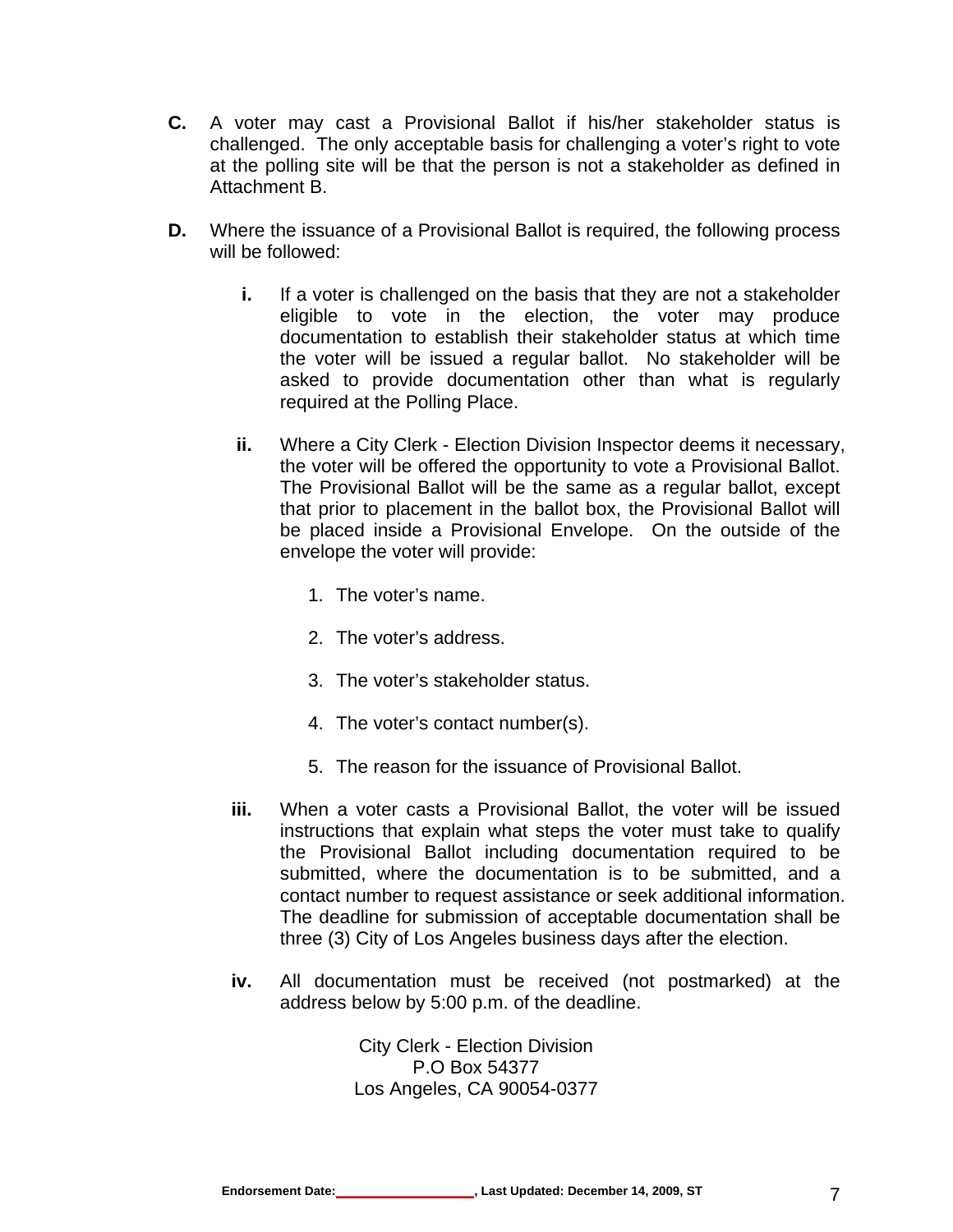**C.** A voter may cast a Provisional Ballot if his/her stakeholder status is challenged. The only acceptable basis for challenging a voter's right to vote at the polling site will be that the person is not a stakeholder as defined in Attachment B.

**D.** Where the issuance of a Provisional Ballot is required, the following process will be followed:

**i.** If a voter is challenged on the basis that they are not a stakeholder eligible to vote in the election, the voter may produce documentation to establish their stakeholder status at which time the voter will be issued a regular ballot. No stakeholder will be asked to provide documentation other than what is regularly required at the Polling Place.

**ii.** Where a City Clerk - Election Division Inspector deems it necessary, the voter will be offered the opportunity to vote a Provisional Ballot. The Provisional Ballot will be the same as a regular ballot, except that prior to placement in the ballot box, the Provisional Ballot will be placed inside a Provisional Envelope. On the outside of the envelope the voter will provide:

1. The voter's name.
2. The voter's address.
3. The voter's stakeholder status.
4. The voter's contact number(s).
5. The reason for the issuance of Provisional Ballot.

**iii.** When a voter casts a Provisional Ballot, the voter will be issued instructions that explain what steps the voter must take to qualify the Provisional Ballot including documentation required to be submitted, where the documentation is to be submitted, and a contact number to request assistance or seek additional information. The deadline for submission of acceptable documentation shall be three (3) City of Los Angeles business days after the election.

**iv.** All documentation must be received (not postmarked) at the address below by 5:00 p.m. of the deadline.

City Clerk - Election Division
P.O Box 54377
Los Angeles, CA 90054-0377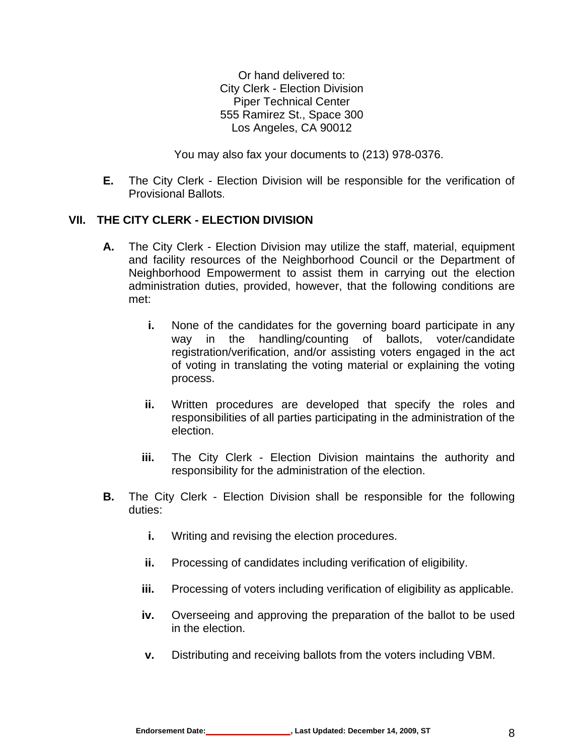Or hand delivered to:
City Clerk - Election Division
Piper Technical Center
555 Ramirez St., Space 300
Los Angeles, CA 90012

You may also fax your documents to (213) 978-0376.

**E.** The City Clerk - Election Division will be responsible for the verification of Provisional Ballots.

## VII. THE CITY CLERK - ELECTION DIVISION

**A.** The City Clerk - Election Division may utilize the staff, material, equipment and facility resources of the Neighborhood Council or the Department of Neighborhood Empowerment to assist them in carrying out the election administration duties, provided, however, that the following conditions are met:

- **i.** None of the candidates for the governing board participate in any way in the handling/counting of ballots, voter/candidate registration/verification, and/or assisting voters engaged in the act of voting in translating the voting material or explaining the voting process.

- **ii.** Written procedures are developed that specify the roles and responsibilities of all parties participating in the administration of the election.

- **iii.** The City Clerk - Election Division maintains the authority and responsibility for the administration of the election.

**B.** The City Clerk - Election Division shall be responsible for the following duties:

- **i.** Writing and revising the election procedures.

- **ii.** Processing of candidates including verification of eligibility.

- **iii.** Processing of voters including verification of eligibility as applicable.

- **iv.** Overseeing and approving the preparation of the ballot to be used in the election.

- **v.** Distributing and receiving ballots from the voters including VBM.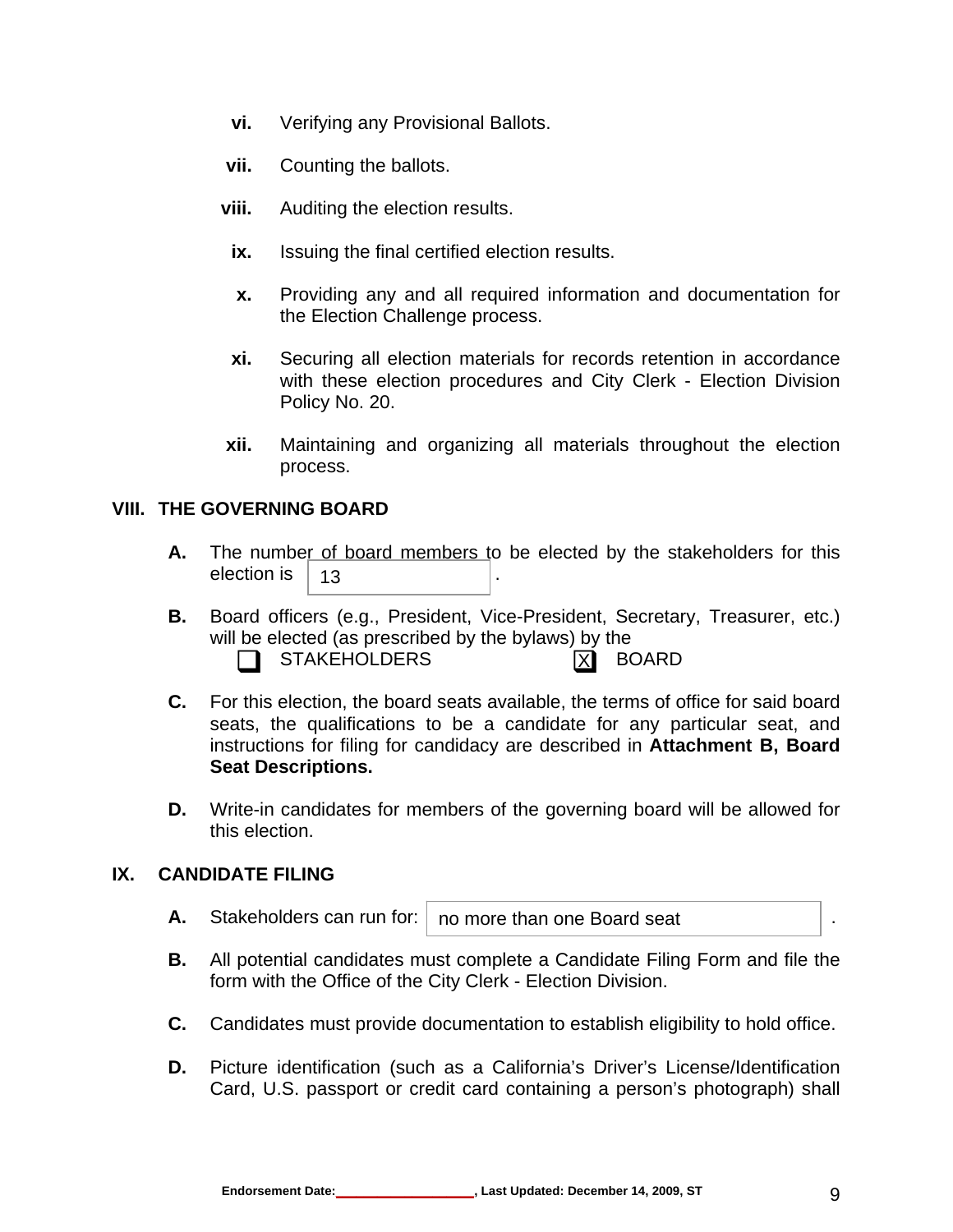vi. Verifying any Provisional Ballots.

vii. Counting the ballots.

viii. Auditing the election results.

ix. Issuing the final certified election results.

x. Providing any and all required information and documentation for the Election Challenge process.

xi. Securing all election materials for records retention in accordance with these election procedures and City Clerk - Election Division Policy No. 20.

xii. Maintaining and organizing all materials throughout the election process.

## VIII. THE GOVERNING BOARD

**A.** The number of board members to be elected by the stakeholders for this election is 13.

**B.** Board officers (e.g., President, Vice-President, Secretary, Treasurer, etc.) will be elected (as prescribed by the bylaws) by the

☐ STAKEHOLDERS ☒ BOARD

**C.** For this election, the board seats available, the terms of office for said board seats, the qualifications to be a candidate for any particular seat, and instructions for filing for candidacy are described in **Attachment B, Board Seat Descriptions.**

**D.** Write-in candidates for members of the governing board will be allowed for this election.

## IX. CANDIDATE FILING

**A.** Stakeholders can run for: no more than one Board seat.

**B.** All potential candidates must complete a Candidate Filing Form and file the form with the Office of the City Clerk - Election Division.

**C.** Candidates must provide documentation to establish eligibility to hold office.

**D.** Picture identification (such as a California's Driver's License/Identification Card, U.S. passport or credit card containing a person's photograph) shall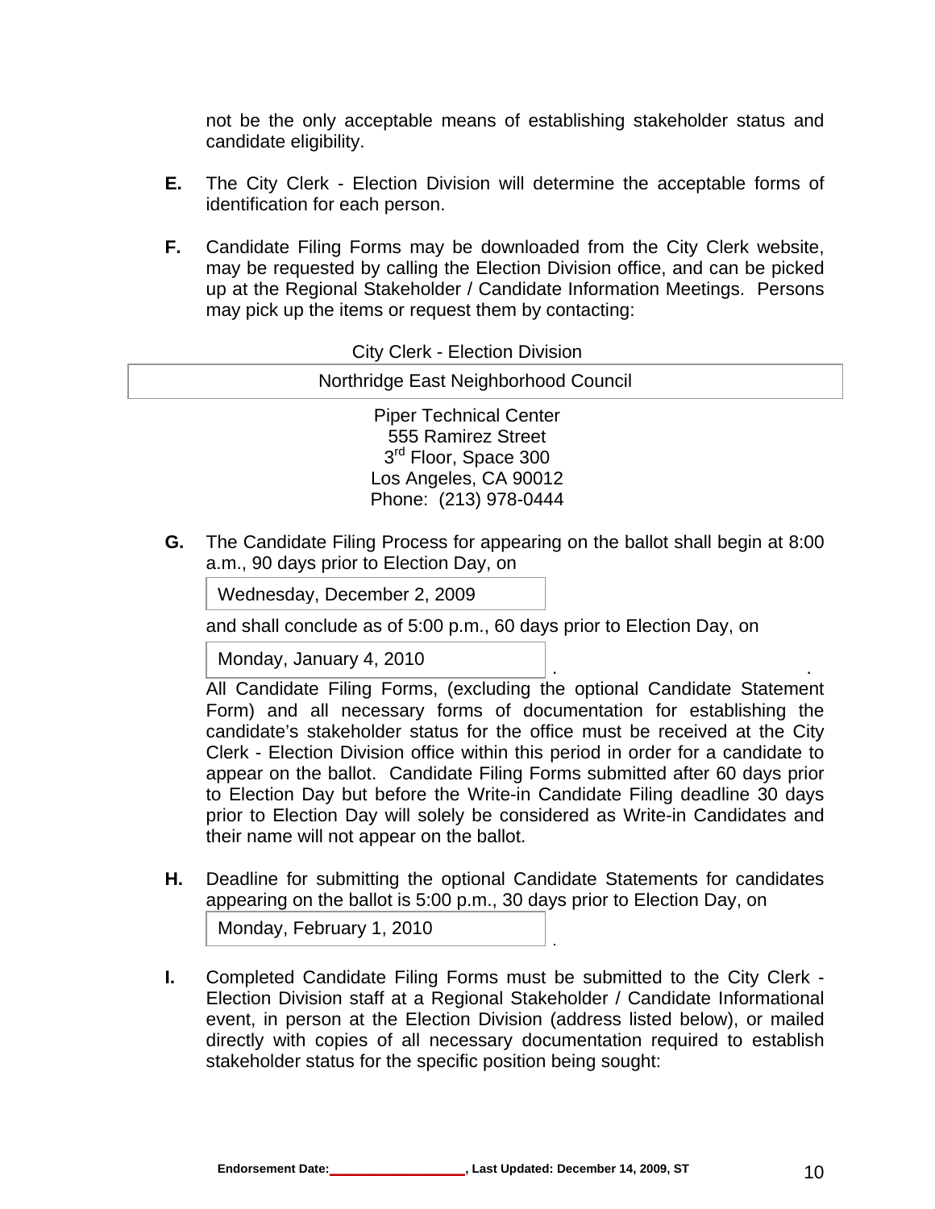not be the only acceptable means of establishing stakeholder status and candidate eligibility.

**E.** The City Clerk - Election Division will determine the acceptable forms of identification for each person.

**F.** Candidate Filing Forms may be downloaded from the City Clerk website, may be requested by calling the Election Division office, and can be picked up at the Regional Stakeholder / Candidate Information Meetings. Persons may pick up the items or request them by contacting:

City Clerk - Election Division

Northridge East Neighborhood Council

Piper Technical Center
555 Ramirez Street
3rd Floor, Space 300
Los Angeles, CA 90012
Phone: (213) 978-0444

**G.** The Candidate Filing Process for appearing on the ballot shall begin at 8:00 a.m., 90 days prior to Election Day, on

Wednesday, December 2, 2009

and shall conclude as of 5:00 p.m., 60 days prior to Election Day, on

Monday, January 4, 2010 .

All Candidate Filing Forms, (excluding the optional Candidate Statement Form) and all necessary forms of documentation for establishing the candidate's stakeholder status for the office must be received at the City Clerk - Election Division office within this period in order for a candidate to appear on the ballot. Candidate Filing Forms submitted after 60 days prior to Election Day but before the Write-in Candidate Filing deadline 30 days prior to Election Day will solely be considered as Write-in Candidates and their name will not appear on the ballot.

**H.** Deadline for submitting the optional Candidate Statements for candidates appearing on the ballot is 5:00 p.m., 30 days prior to Election Day, on

Monday, February 1, 2010 .

**I.** Completed Candidate Filing Forms must be submitted to the City Clerk - Election Division staff at a Regional Stakeholder / Candidate Informational event, in person at the Election Division (address listed below), or mailed directly with copies of all necessary documentation required to establish stakeholder status for the specific position being sought:

**Endorsement Date:\_\_\_\_\_\_\_\_\_\_\_\_\_\_\_\_, Last Updated: December 14, 2009, ST**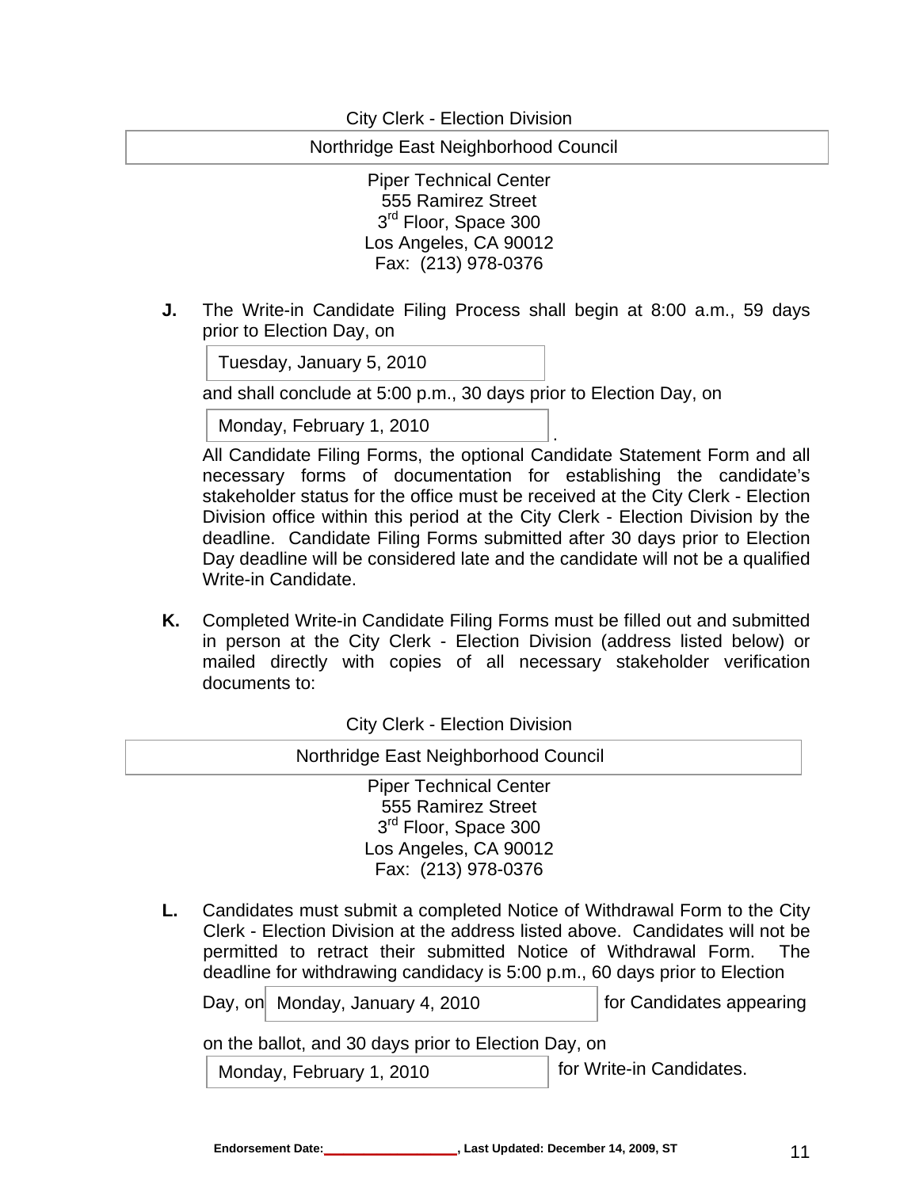City Clerk - Election Division

Northridge East Neighborhood Council

Piper Technical Center
555 Ramirez Street
3rd Floor, Space 300
Los Angeles, CA 90012
Fax: (213) 978-0376

**J.** The Write-in Candidate Filing Process shall begin at 8:00 a.m., 59 days prior to Election Day, on

Tuesday, January 5, 2010

and shall conclude at 5:00 p.m., 30 days prior to Election Day, on

Monday, February 1, 2010.

All Candidate Filing Forms, the optional Candidate Statement Form and all necessary forms of documentation for establishing the candidate's stakeholder status for the office must be received at the City Clerk - Election Division office within this period at the City Clerk - Election Division by the deadline. Candidate Filing Forms submitted after 30 days prior to Election Day deadline will be considered late and the candidate will not be a qualified Write-in Candidate.

**K.** Completed Write-in Candidate Filing Forms must be filled out and submitted in person at the City Clerk - Election Division (address listed below) or mailed directly with copies of all necessary stakeholder verification documents to:

City Clerk - Election Division

Northridge East Neighborhood Council

Piper Technical Center
555 Ramirez Street
3rd Floor, Space 300
Los Angeles, CA 90012
Fax: (213) 978-0376

**L.** Candidates must submit a completed Notice of Withdrawal Form to the City Clerk - Election Division at the address listed above. Candidates will not be permitted to retract their submitted Notice of Withdrawal Form. The deadline for withdrawing candidacy is 5:00 p.m., 60 days prior to Election Day, on Monday, January 4, 2010 for Candidates appearing on the ballot, and 30 days prior to Election Day, on Monday, February 1, 2010 for Write-in Candidates.

**Endorsement Date:__________________, Last Updated: December 14, 2009, ST**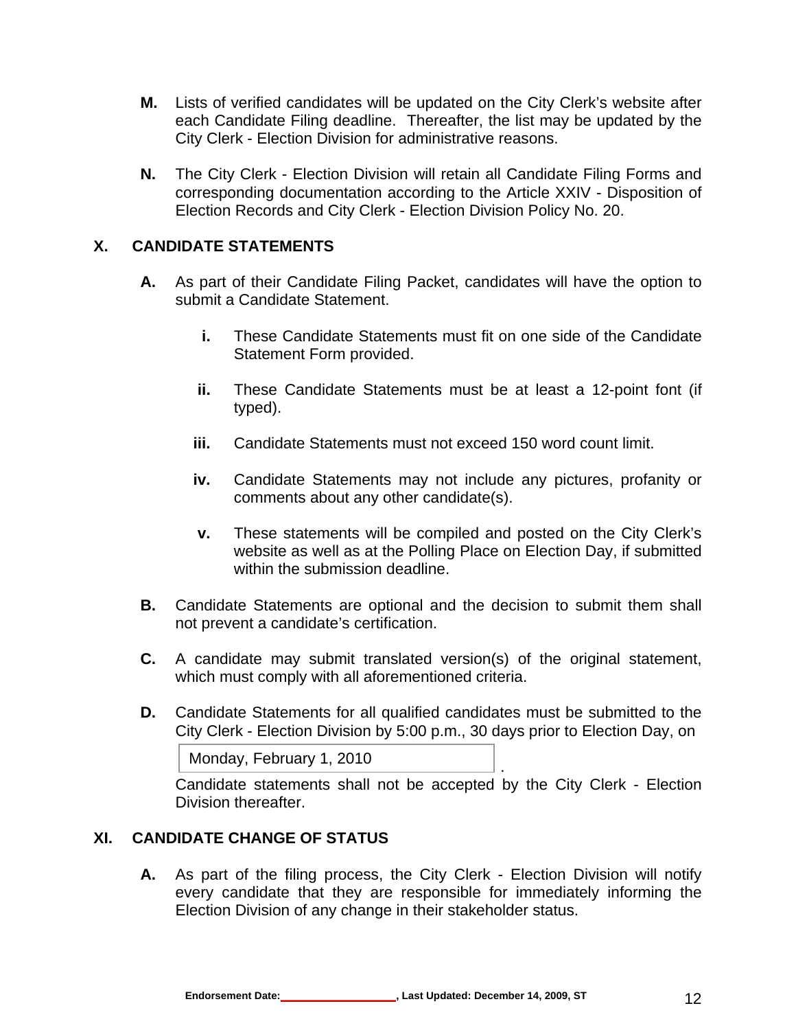**M.** Lists of verified candidates will be updated on the City Clerk's website after each Candidate Filing deadline. Thereafter, the list may be updated by the City Clerk - Election Division for administrative reasons.

**N.** The City Clerk - Election Division will retain all Candidate Filing Forms and corresponding documentation according to the Article XXIV - Disposition of Election Records and City Clerk - Election Division Policy No. 20.

## X. CANDIDATE STATEMENTS

**A.** As part of their Candidate Filing Packet, candidates will have the option to submit a Candidate Statement.

- **i.** These Candidate Statements must fit on one side of the Candidate Statement Form provided.
- **ii.** These Candidate Statements must be at least a 12-point font (if typed).
- **iii.** Candidate Statements must not exceed 150 word count limit.
- **iv.** Candidate Statements may not include any pictures, profanity or comments about any other candidate(s).
- **v.** These statements will be compiled and posted on the City Clerk's website as well as at the Polling Place on Election Day, if submitted within the submission deadline.

**B.** Candidate Statements are optional and the decision to submit them shall not prevent a candidate's certification.

**C.** A candidate may submit translated version(s) of the original statement, which must comply with all aforementioned criteria.

**D.** Candidate Statements for all qualified candidates must be submitted to the City Clerk - Election Division by 5:00 p.m., 30 days prior to Election Day, on Monday, February 1, 2010. Candidate statements shall not be accepted by the City Clerk - Election Division thereafter.

## XI. CANDIDATE CHANGE OF STATUS

**A.** As part of the filing process, the City Clerk - Election Division will notify every candidate that they are responsible for immediately informing the Election Division of any change in their stakeholder status.

Endorsement Date:\_\_\_\_\_\_\_\_\_\_\_\_\_\_\_\_, Last Updated: December 14, 2009, ST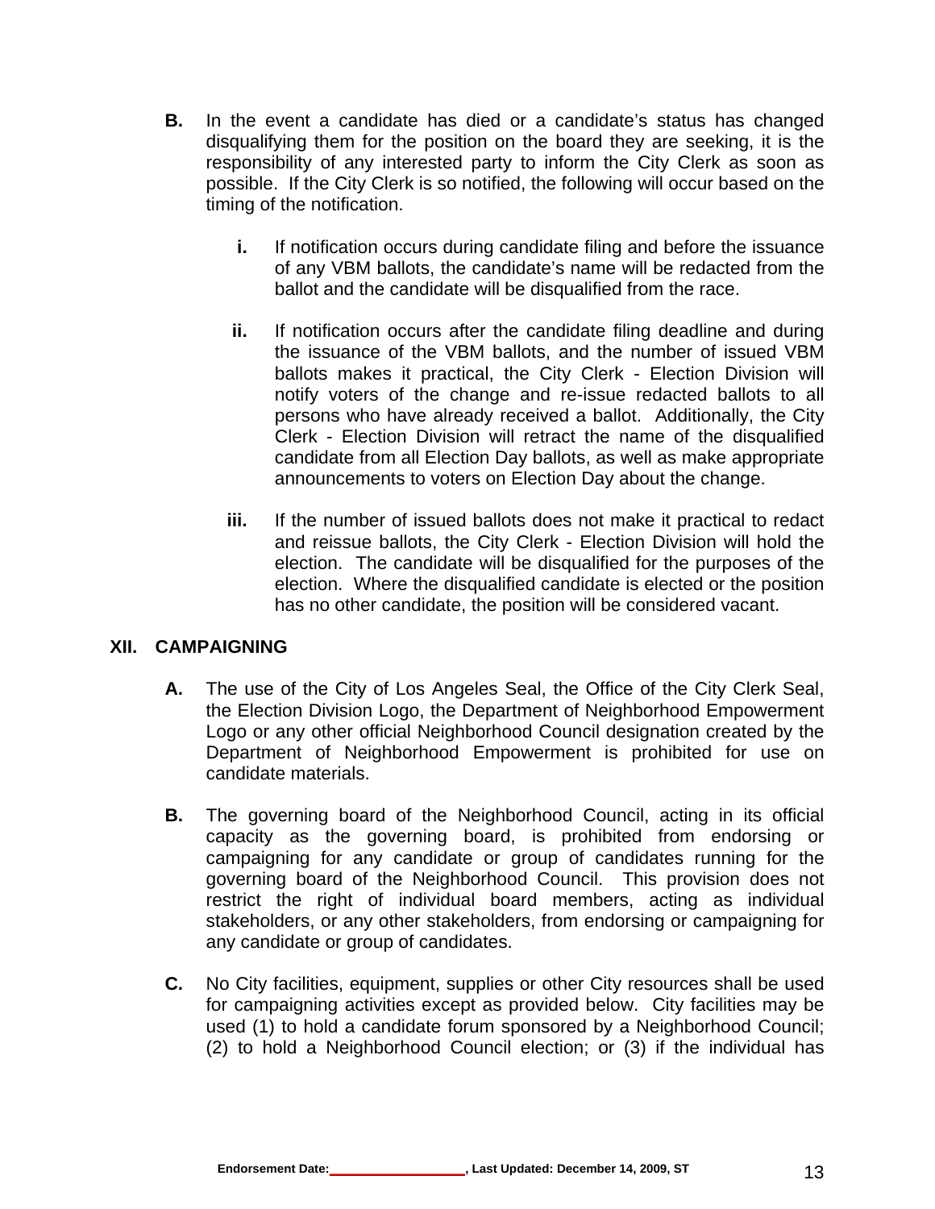**B.** In the event a candidate has died or a candidate's status has changed disqualifying them for the position on the board they are seeking, it is the responsibility of any interested party to inform the City Clerk as soon as possible. If the City Clerk is so notified, the following will occur based on the timing of the notification.

**i.** If notification occurs during candidate filing and before the issuance of any VBM ballots, the candidate's name will be redacted from the ballot and the candidate will be disqualified from the race.

**ii.** If notification occurs after the candidate filing deadline and during the issuance of the VBM ballots, and the number of issued VBM ballots makes it practical, the City Clerk - Election Division will notify voters of the change and re-issue redacted ballots to all persons who have already received a ballot. Additionally, the City Clerk - Election Division will retract the name of the disqualified candidate from all Election Day ballots, as well as make appropriate announcements to voters on Election Day about the change.

**iii.** If the number of issued ballots does not make it practical to redact and reissue ballots, the City Clerk - Election Division will hold the election. The candidate will be disqualified for the purposes of the election. Where the disqualified candidate is elected or the position has no other candidate, the position will be considered vacant.

## XII. CAMPAIGNING

**A.** The use of the City of Los Angeles Seal, the Office of the City Clerk Seal, the Election Division Logo, the Department of Neighborhood Empowerment Logo or any other official Neighborhood Council designation created by the Department of Neighborhood Empowerment is prohibited for use on candidate materials.

**B.** The governing board of the Neighborhood Council, acting in its official capacity as the governing board, is prohibited from endorsing or campaigning for any candidate or group of candidates running for the governing board of the Neighborhood Council. This provision does not restrict the right of individual board members, acting as individual stakeholders, or any other stakeholders, from endorsing or campaigning for any candidate or group of candidates.

**C.** No City facilities, equipment, supplies or other City resources shall be used for campaigning activities except as provided below. City facilities may be used (1) to hold a candidate forum sponsored by a Neighborhood Council; (2) to hold a Neighborhood Council election; or (3) if the individual has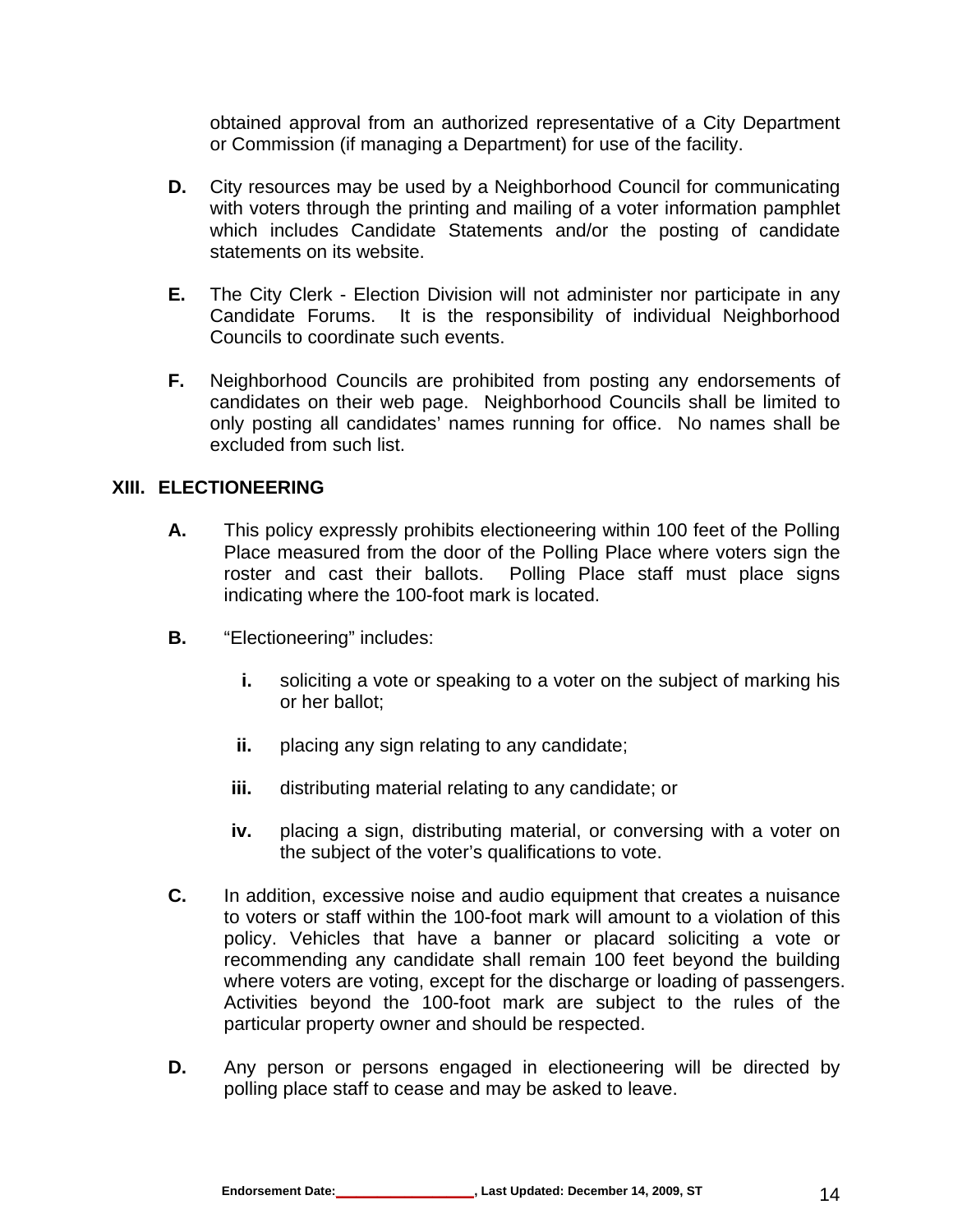obtained approval from an authorized representative of a City Department or Commission (if managing a Department) for use of the facility.

**D.** City resources may be used by a Neighborhood Council for communicating with voters through the printing and mailing of a voter information pamphlet which includes Candidate Statements and/or the posting of candidate statements on its website.

**E.** The City Clerk - Election Division will not administer nor participate in any Candidate Forums. It is the responsibility of individual Neighborhood Councils to coordinate such events.

**F.** Neighborhood Councils are prohibited from posting any endorsements of candidates on their web page. Neighborhood Councils shall be limited to only posting all candidates' names running for office. No names shall be excluded from such list.

## XIII. ELECTIONEERING

**A.** This policy expressly prohibits electioneering within 100 feet of the Polling Place measured from the door of the Polling Place where voters sign the roster and cast their ballots. Polling Place staff must place signs indicating where the 100-foot mark is located.

**B.** "Electioneering" includes:

- **i.** soliciting a vote or speaking to a voter on the subject of marking his or her ballot;
- **ii.** placing any sign relating to any candidate;
- **iii.** distributing material relating to any candidate; or
- **iv.** placing a sign, distributing material, or conversing with a voter on the subject of the voter's qualifications to vote.

**C.** In addition, excessive noise and audio equipment that creates a nuisance to voters or staff within the 100-foot mark will amount to a violation of this policy. Vehicles that have a banner or placard soliciting a vote or recommending any candidate shall remain 100 feet beyond the building where voters are voting, except for the discharge or loading of passengers. Activities beyond the 100-foot mark are subject to the rules of the particular property owner and should be respected.

**D.** Any person or persons engaged in electioneering will be directed by polling place staff to cease and may be asked to leave.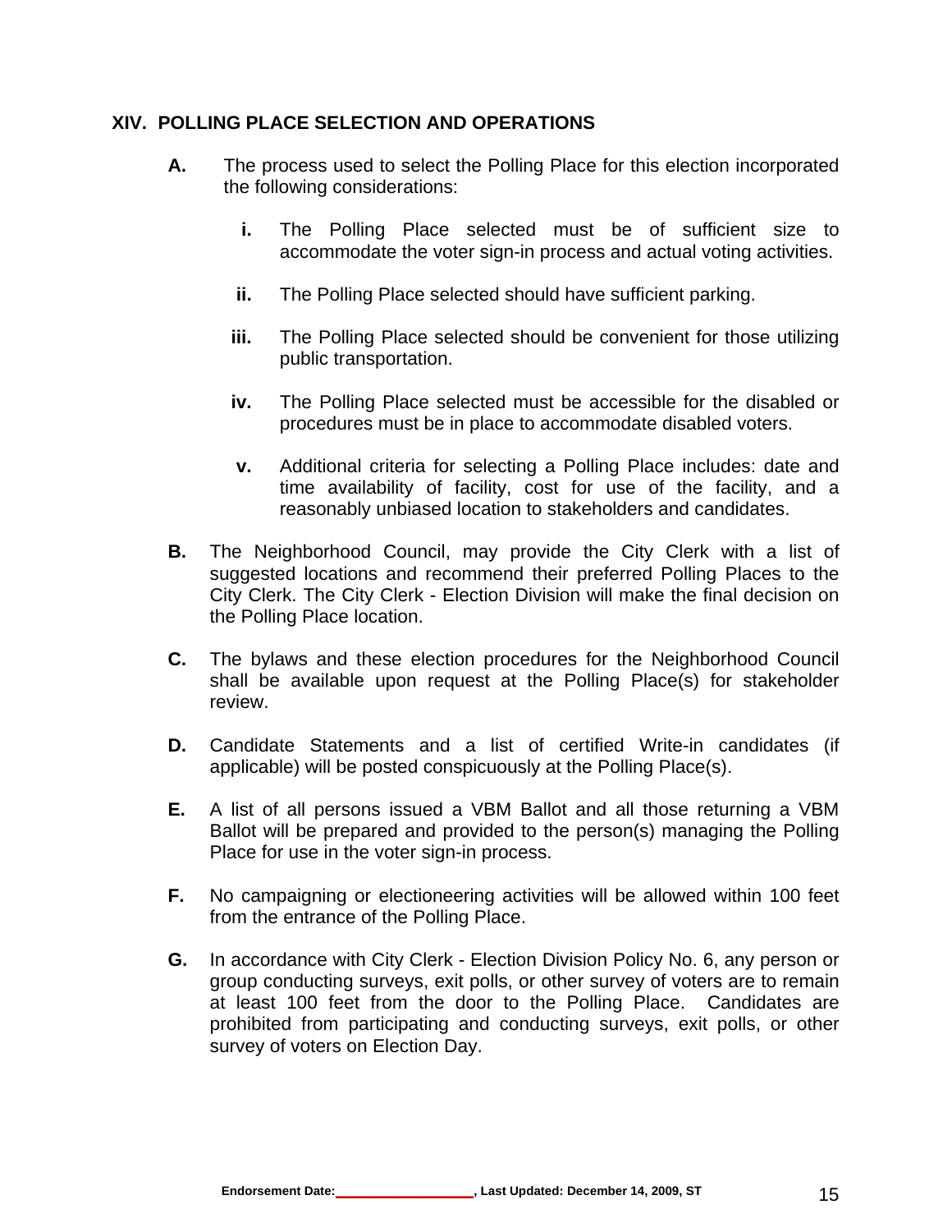## XIV. POLLING PLACE SELECTION AND OPERATIONS

**A.** The process used to select the Polling Place for this election incorporated the following considerations:

   **i.** The Polling Place selected must be of sufficient size to accommodate the voter sign-in process and actual voting activities.

   **ii.** The Polling Place selected should have sufficient parking.

   **iii.** The Polling Place selected should be convenient for those utilizing public transportation.

   **iv.** The Polling Place selected must be accessible for the disabled or procedures must be in place to accommodate disabled voters.

   **v.** Additional criteria for selecting a Polling Place includes: date and time availability of facility, cost for use of the facility, and a reasonably unbiased location to stakeholders and candidates.

**B.** The Neighborhood Council, may provide the City Clerk with a list of suggested locations and recommend their preferred Polling Places to the City Clerk. The City Clerk - Election Division will make the final decision on the Polling Place location.

**C.** The bylaws and these election procedures for the Neighborhood Council shall be available upon request at the Polling Place(s) for stakeholder review.

**D.** Candidate Statements and a list of certified Write-in candidates (if applicable) will be posted conspicuously at the Polling Place(s).

**E.** A list of all persons issued a VBM Ballot and all those returning a VBM Ballot will be prepared and provided to the person(s) managing the Polling Place for use in the voter sign-in process.

**F.** No campaigning or electioneering activities will be allowed within 100 feet from the entrance of the Polling Place.

**G.** In accordance with City Clerk - Election Division Policy No. 6, any person or group conducting surveys, exit polls, or other survey of voters are to remain at least 100 feet from the door to the Polling Place. Candidates are prohibited from participating and conducting surveys, exit polls, or other survey of voters on Election Day.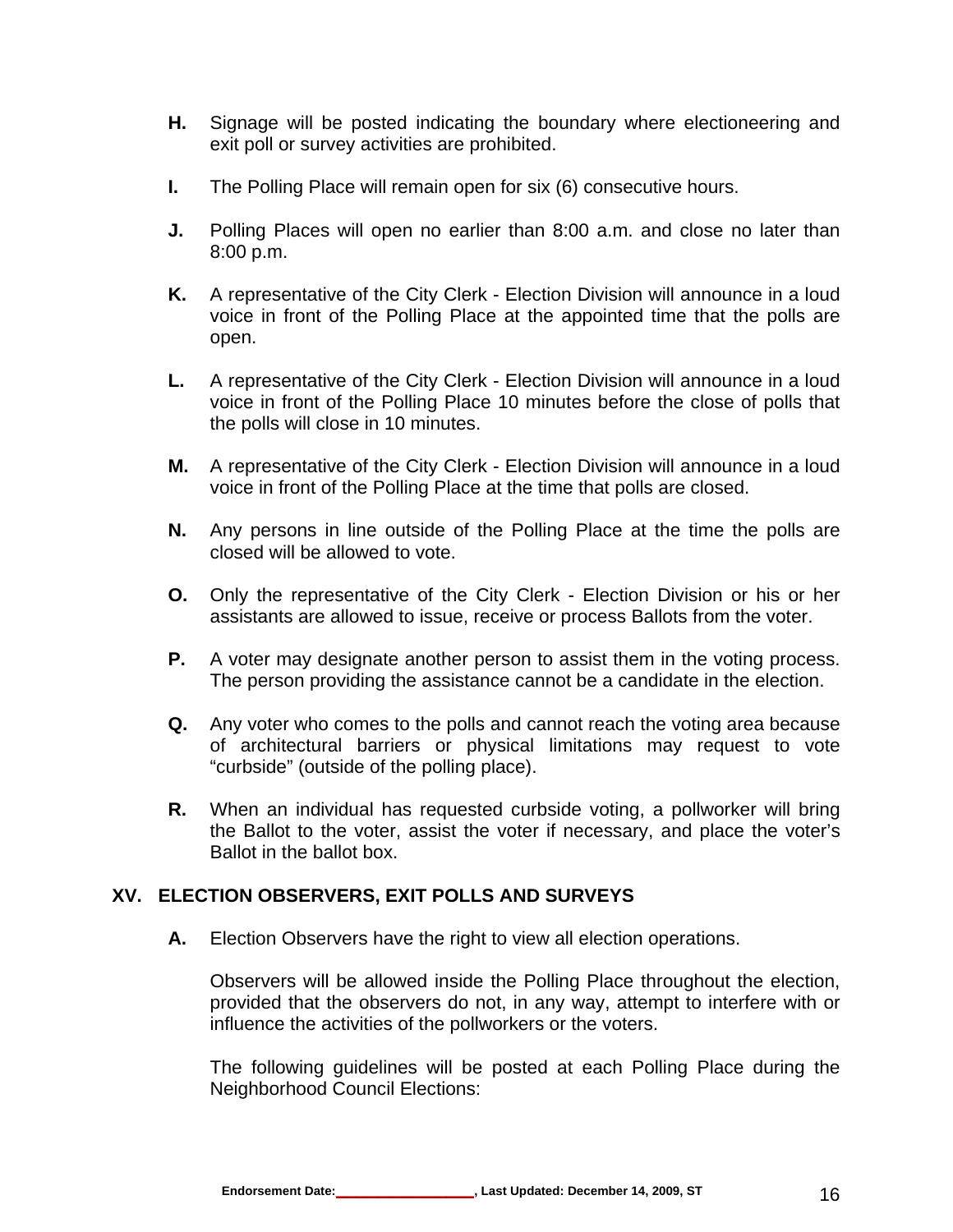**H.** Signage will be posted indicating the boundary where electioneering and exit poll or survey activities are prohibited.

**I.** The Polling Place will remain open for six (6) consecutive hours.

**J.** Polling Places will open no earlier than 8:00 a.m. and close no later than 8:00 p.m.

**K.** A representative of the City Clerk - Election Division will announce in a loud voice in front of the Polling Place at the appointed time that the polls are open.

**L.** A representative of the City Clerk - Election Division will announce in a loud voice in front of the Polling Place 10 minutes before the close of polls that the polls will close in 10 minutes.

**M.** A representative of the City Clerk - Election Division will announce in a loud voice in front of the Polling Place at the time that polls are closed.

**N.** Any persons in line outside of the Polling Place at the time the polls are closed will be allowed to vote.

**O.** Only the representative of the City Clerk - Election Division or his or her assistants are allowed to issue, receive or process Ballots from the voter.

**P.** A voter may designate another person to assist them in the voting process. The person providing the assistance cannot be a candidate in the election.

**Q.** Any voter who comes to the polls and cannot reach the voting area because of architectural barriers or physical limitations may request to vote "curbside" (outside of the polling place).

**R.** When an individual has requested curbside voting, a pollworker will bring the Ballot to the voter, assist the voter if necessary, and place the voter's Ballot in the ballot box.

## XV. ELECTION OBSERVERS, EXIT POLLS AND SURVEYS

**A.** Election Observers have the right to view all election operations.

Observers will be allowed inside the Polling Place throughout the election, provided that the observers do not, in any way, attempt to interfere with or influence the activities of the pollworkers or the voters.

The following guidelines will be posted at each Polling Place during the Neighborhood Council Elections: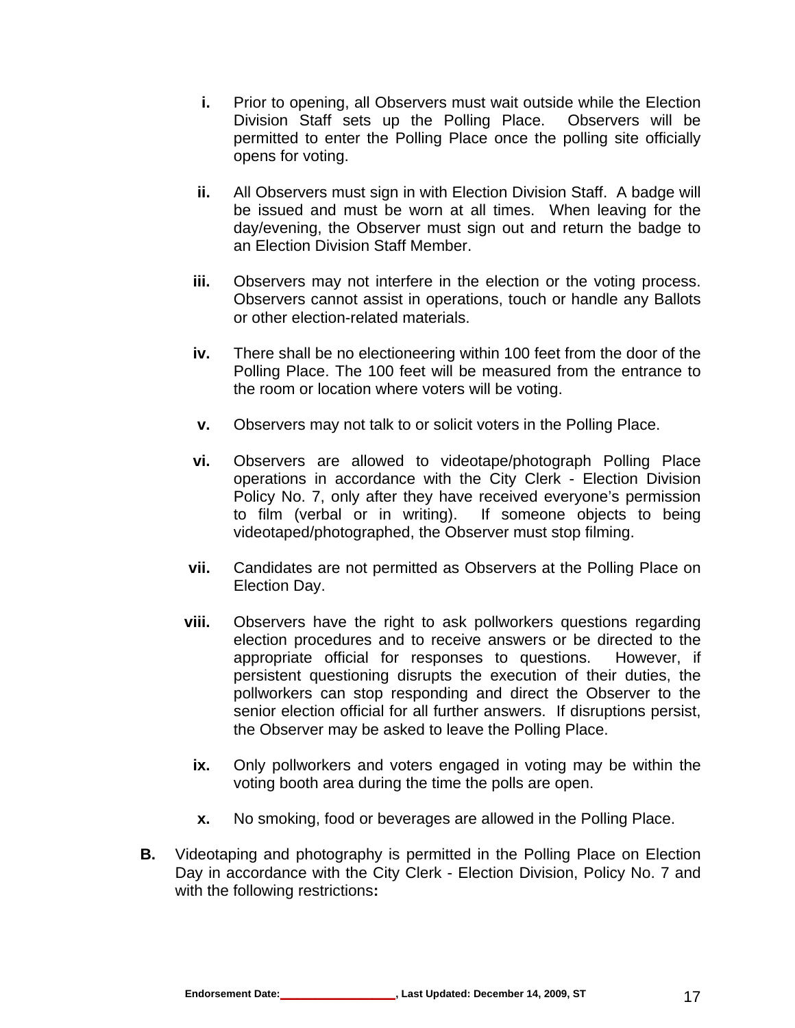i. Prior to opening, all Observers must wait outside while the Election Division Staff sets up the Polling Place. Observers will be permitted to enter the Polling Place once the polling site officially opens for voting.

ii. All Observers must sign in with Election Division Staff. A badge will be issued and must be worn at all times. When leaving for the day/evening, the Observer must sign out and return the badge to an Election Division Staff Member.

iii. Observers may not interfere in the election or the voting process. Observers cannot assist in operations, touch or handle any Ballots or other election-related materials.

iv. There shall be no electioneering within 100 feet from the door of the Polling Place. The 100 feet will be measured from the entrance to the room or location where voters will be voting.

v. Observers may not talk to or solicit voters in the Polling Place.

vi. Observers are allowed to videotape/photograph Polling Place operations in accordance with the City Clerk - Election Division Policy No. 7, only after they have received everyone's permission to film (verbal or in writing). If someone objects to being videotaped/photographed, the Observer must stop filming.

vii. Candidates are not permitted as Observers at the Polling Place on Election Day.

viii. Observers have the right to ask pollworkers questions regarding election procedures and to receive answers or be directed to the appropriate official for responses to questions. However, if persistent questioning disrupts the execution of their duties, the pollworkers can stop responding and direct the Observer to the senior election official for all further answers. If disruptions persist, the Observer may be asked to leave the Polling Place.

ix. Only pollworkers and voters engaged in voting may be within the voting booth area during the time the polls are open.

x. No smoking, food or beverages are allowed in the Polling Place.

**B.** Videotaping and photography is permitted in the Polling Place on Election Day in accordance with the City Clerk - Election Division, Policy No. 7 and with the following restrictions**:**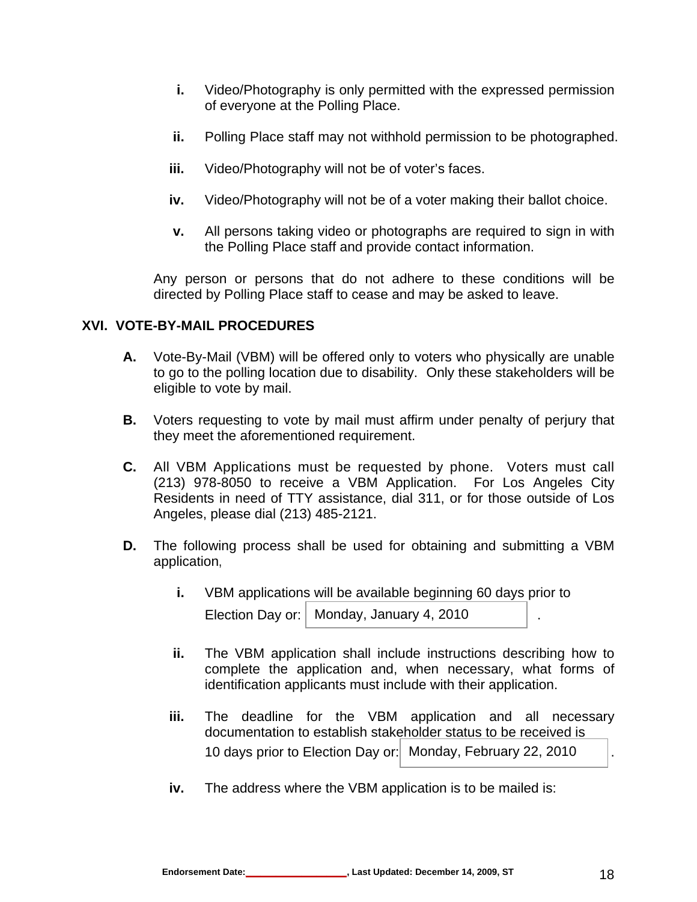i. Video/Photography is only permitted with the expressed permission of everyone at the Polling Place.

ii. Polling Place staff may not withhold permission to be photographed.

iii. Video/Photography will not be of voter's faces.

iv. Video/Photography will not be of a voter making their ballot choice.

v. All persons taking video or photographs are required to sign in with the Polling Place staff and provide contact information.

Any person or persons that do not adhere to these conditions will be directed by Polling Place staff to cease and may be asked to leave.

## XVI. VOTE-BY-MAIL PROCEDURES

**A.** Vote-By-Mail (VBM) will be offered only to voters who physically are unable to go to the polling location due to disability. Only these stakeholders will be eligible to vote by mail.

**B.** Voters requesting to vote by mail must affirm under penalty of perjury that they meet the aforementioned requirement.

**C.** All VBM Applications must be requested by phone. Voters must call (213) 978-8050 to receive a VBM Application. For Los Angeles City Residents in need of TTY assistance, dial 311, or for those outside of Los Angeles, please dial (213) 485-2121.

**D.** The following process shall be used for obtaining and submitting a VBM application,

i. VBM applications will be available beginning 60 days prior to Election Day or: Monday, January 4, 2010 .

ii. The VBM application shall include instructions describing how to complete the application and, when necessary, what forms of identification applicants must include with their application.

iii. The deadline for the VBM application and all necessary documentation to establish stakeholder status to be received is 10 days prior to Election Day or: Monday, February 22, 2010 .

iv. The address where the VBM application is to be mailed is:

Endorsement Date:_______________, Last Updated: December 14, 2009, ST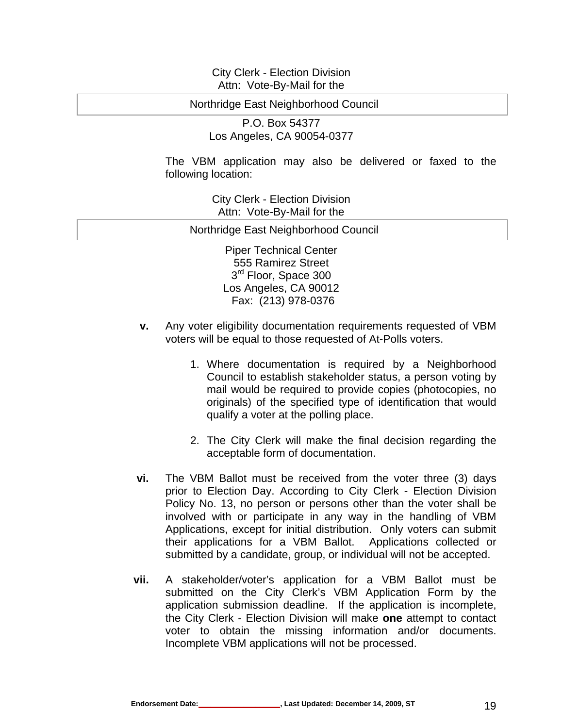City Clerk - Election Division
Attn: Vote-By-Mail for the

Northridge East Neighborhood Council

P.O. Box 54377
Los Angeles, CA 90054-0377

The VBM application may also be delivered or faxed to the following location:

City Clerk - Election Division
Attn: Vote-By-Mail for the

Northridge East Neighborhood Council

Piper Technical Center
555 Ramirez Street
3rd Floor, Space 300
Los Angeles, CA 90012
Fax: (213) 978-0376

**v.** Any voter eligibility documentation requirements requested of VBM voters will be equal to those requested of At-Polls voters.

1. Where documentation is required by a Neighborhood Council to establish stakeholder status, a person voting by mail would be required to provide copies (photocopies, no originals) of the specified type of identification that would qualify a voter at the polling place.

2. The City Clerk will make the final decision regarding the acceptable form of documentation.

**vi.** The VBM Ballot must be received from the voter three (3) days prior to Election Day. According to City Clerk - Election Division Policy No. 13, no person or persons other than the voter shall be involved with or participate in any way in the handling of VBM Applications, except for initial distribution. Only voters can submit their applications for a VBM Ballot. Applications collected or submitted by a candidate, group, or individual will not be accepted.

**vii.** A stakeholder/voter's application for a VBM Ballot must be submitted on the City Clerk's VBM Application Form by the application submission deadline. If the application is incomplete, the City Clerk - Election Division will make **one** attempt to contact voter to obtain the missing information and/or documents. Incomplete VBM applications will not be processed.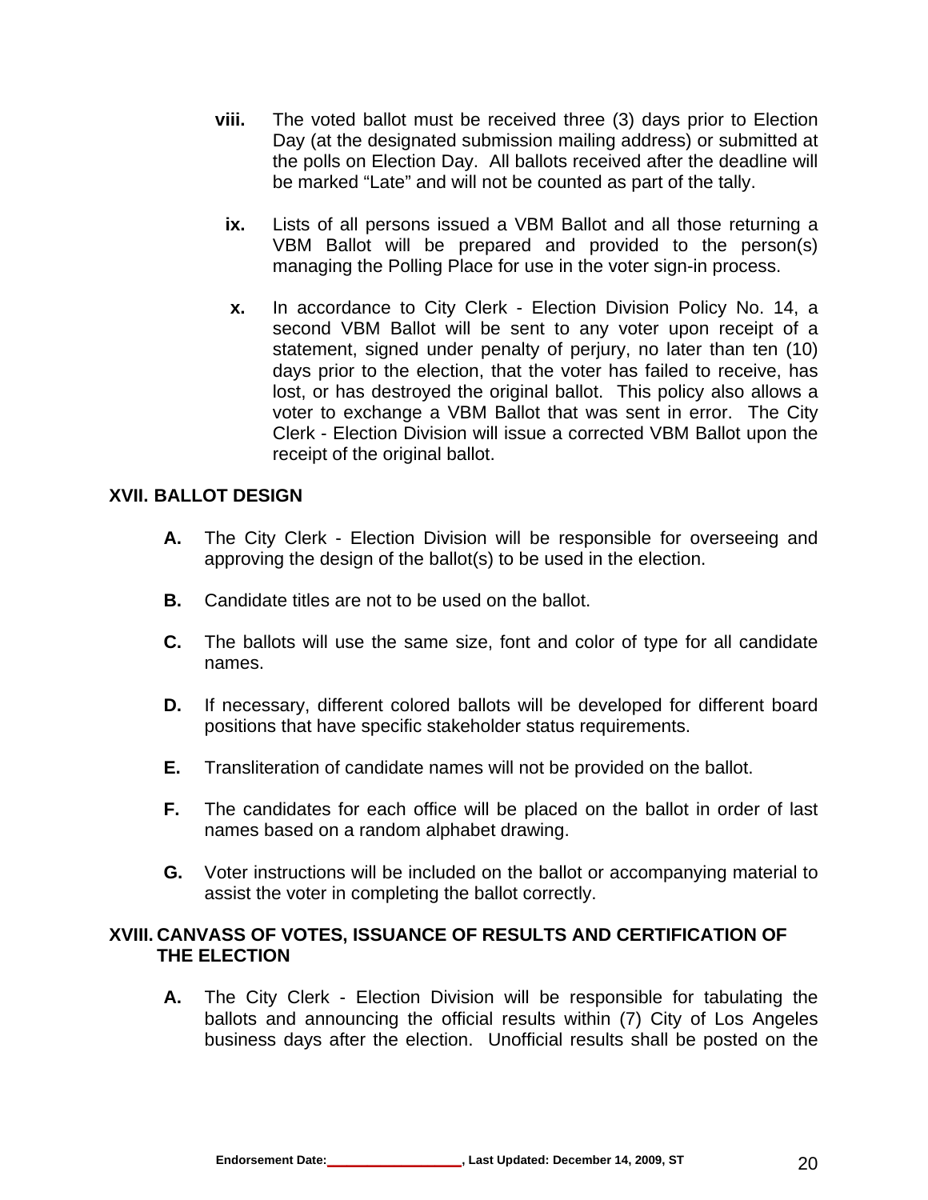viii. The voted ballot must be received three (3) days prior to Election Day (at the designated submission mailing address) or submitted at the polls on Election Day. All ballots received after the deadline will be marked “Late” and will not be counted as part of the tally.

ix. Lists of all persons issued a VBM Ballot and all those returning a VBM Ballot will be prepared and provided to the person(s) managing the Polling Place for use in the voter sign-in process.

x. In accordance to City Clerk - Election Division Policy No. 14, a second VBM Ballot will be sent to any voter upon receipt of a statement, signed under penalty of perjury, no later than ten (10) days prior to the election, that the voter has failed to receive, has lost, or has destroyed the original ballot. This policy also allows a voter to exchange a VBM Ballot that was sent in error. The City Clerk - Election Division will issue a corrected VBM Ballot upon the receipt of the original ballot.

## XVII. BALLOT DESIGN

**A.** The City Clerk - Election Division will be responsible for overseeing and approving the design of the ballot(s) to be used in the election.

**B.** Candidate titles are not to be used on the ballot.

**C.** The ballots will use the same size, font and color of type for all candidate names.

**D.** If necessary, different colored ballots will be developed for different board positions that have specific stakeholder status requirements.

**E.** Transliteration of candidate names will not be provided on the ballot.

**F.** The candidates for each office will be placed on the ballot in order of last names based on a random alphabet drawing.

**G.** Voter instructions will be included on the ballot or accompanying material to assist the voter in completing the ballot correctly.

## XVIII. CANVASS OF VOTES, ISSUANCE OF RESULTS AND CERTIFICATION OF THE ELECTION

**A.** The City Clerk - Election Division will be responsible for tabulating the ballots and announcing the official results within (7) City of Los Angeles business days after the election. Unofficial results shall be posted on the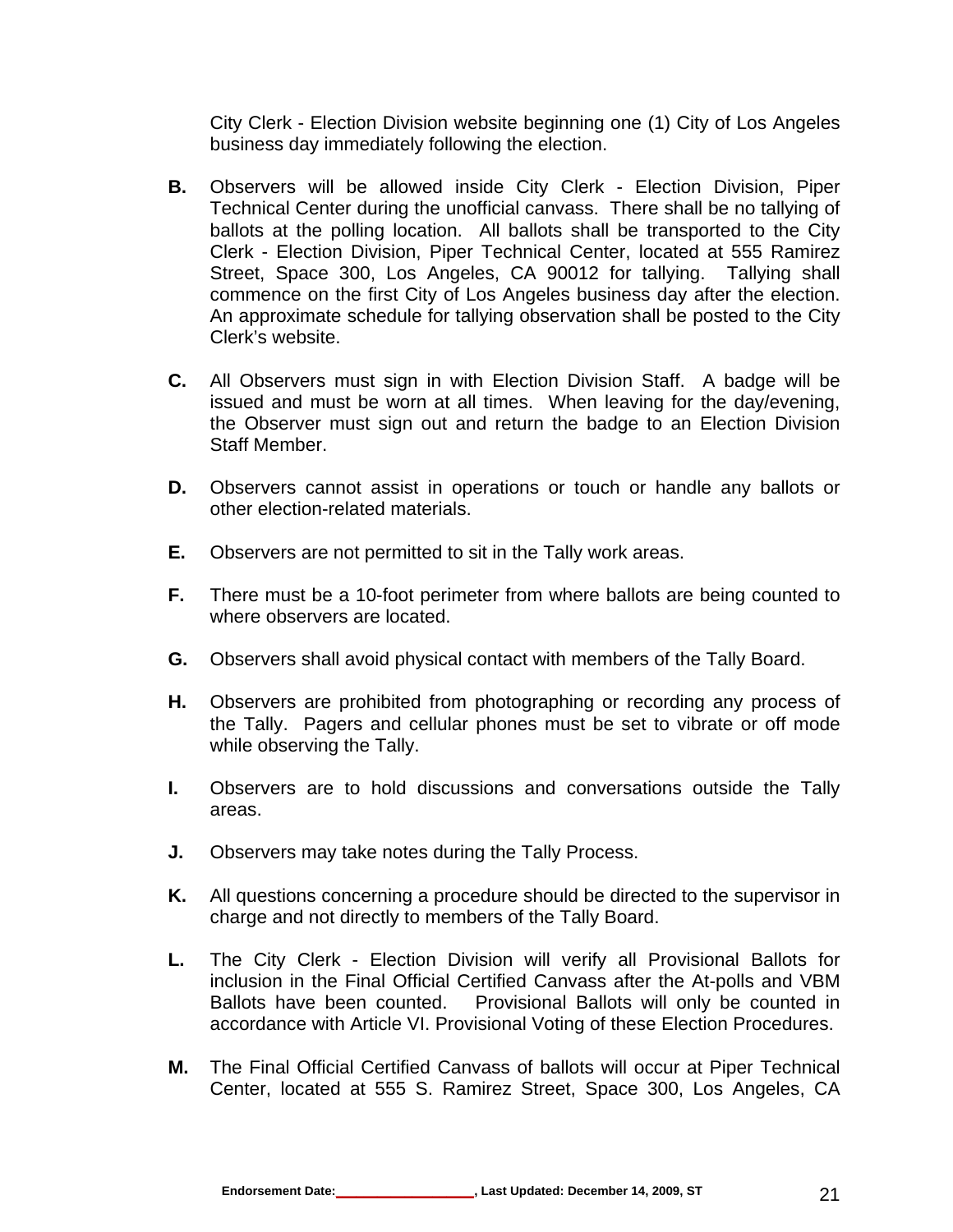City Clerk - Election Division website beginning one (1) City of Los Angeles business day immediately following the election.

**B.** Observers will be allowed inside City Clerk - Election Division, Piper Technical Center during the unofficial canvass. There shall be no tallying of ballots at the polling location. All ballots shall be transported to the City Clerk - Election Division, Piper Technical Center, located at 555 Ramirez Street, Space 300, Los Angeles, CA 90012 for tallying. Tallying shall commence on the first City of Los Angeles business day after the election. An approximate schedule for tallying observation shall be posted to the City Clerk's website.

**C.** All Observers must sign in with Election Division Staff. A badge will be issued and must be worn at all times. When leaving for the day/evening, the Observer must sign out and return the badge to an Election Division Staff Member.

**D.** Observers cannot assist in operations or touch or handle any ballots or other election-related materials.

**E.** Observers are not permitted to sit in the Tally work areas.

**F.** There must be a 10-foot perimeter from where ballots are being counted to where observers are located.

**G.** Observers shall avoid physical contact with members of the Tally Board.

**H.** Observers are prohibited from photographing or recording any process of the Tally. Pagers and cellular phones must be set to vibrate or off mode while observing the Tally.

**I.** Observers are to hold discussions and conversations outside the Tally areas.

**J.** Observers may take notes during the Tally Process.

**K.** All questions concerning a procedure should be directed to the supervisor in charge and not directly to members of the Tally Board.

**L.** The City Clerk - Election Division will verify all Provisional Ballots for inclusion in the Final Official Certified Canvass after the At-polls and VBM Ballots have been counted. Provisional Ballots will only be counted in accordance with Article VI. Provisional Voting of these Election Procedures.

**M.** The Final Official Certified Canvass of ballots will occur at Piper Technical Center, located at 555 S. Ramirez Street, Space 300, Los Angeles, CA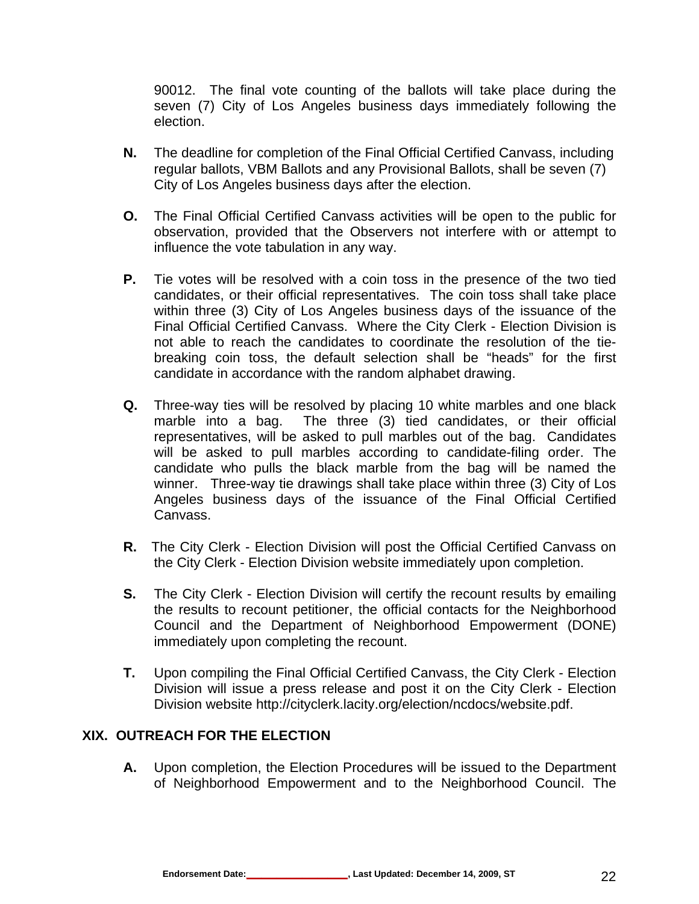90012. The final vote counting of the ballots will take place during the seven (7) City of Los Angeles business days immediately following the election.

**N.** The deadline for completion of the Final Official Certified Canvass, including regular ballots, VBM Ballots and any Provisional Ballots, shall be seven (7) City of Los Angeles business days after the election.

**O.** The Final Official Certified Canvass activities will be open to the public for observation, provided that the Observers not interfere with or attempt to influence the vote tabulation in any way.

**P.** Tie votes will be resolved with a coin toss in the presence of the two tied candidates, or their official representatives. The coin toss shall take place within three (3) City of Los Angeles business days of the issuance of the Final Official Certified Canvass. Where the City Clerk - Election Division is not able to reach the candidates to coordinate the resolution of the tie-breaking coin toss, the default selection shall be "heads" for the first candidate in accordance with the random alphabet drawing.

**Q.** Three-way ties will be resolved by placing 10 white marbles and one black marble into a bag. The three (3) tied candidates, or their official representatives, will be asked to pull marbles out of the bag. Candidates will be asked to pull marbles according to candidate-filing order. The candidate who pulls the black marble from the bag will be named the winner. Three-way tie drawings shall take place within three (3) City of Los Angeles business days of the issuance of the Final Official Certified Canvass.

**R.** The City Clerk - Election Division will post the Official Certified Canvass on the City Clerk - Election Division website immediately upon completion.

**S.** The City Clerk - Election Division will certify the recount results by emailing the results to recount petitioner, the official contacts for the Neighborhood Council and the Department of Neighborhood Empowerment (DONE) immediately upon completing the recount.

**T.** Upon compiling the Final Official Certified Canvass, the City Clerk - Election Division will issue a press release and post it on the City Clerk - Election Division website http://cityclerk.lacity.org/election/ncdocs/website.pdf.

## XIX. OUTREACH FOR THE ELECTION

**A.** Upon completion, the Election Procedures will be issued to the Department of Neighborhood Empowerment and to the Neighborhood Council. The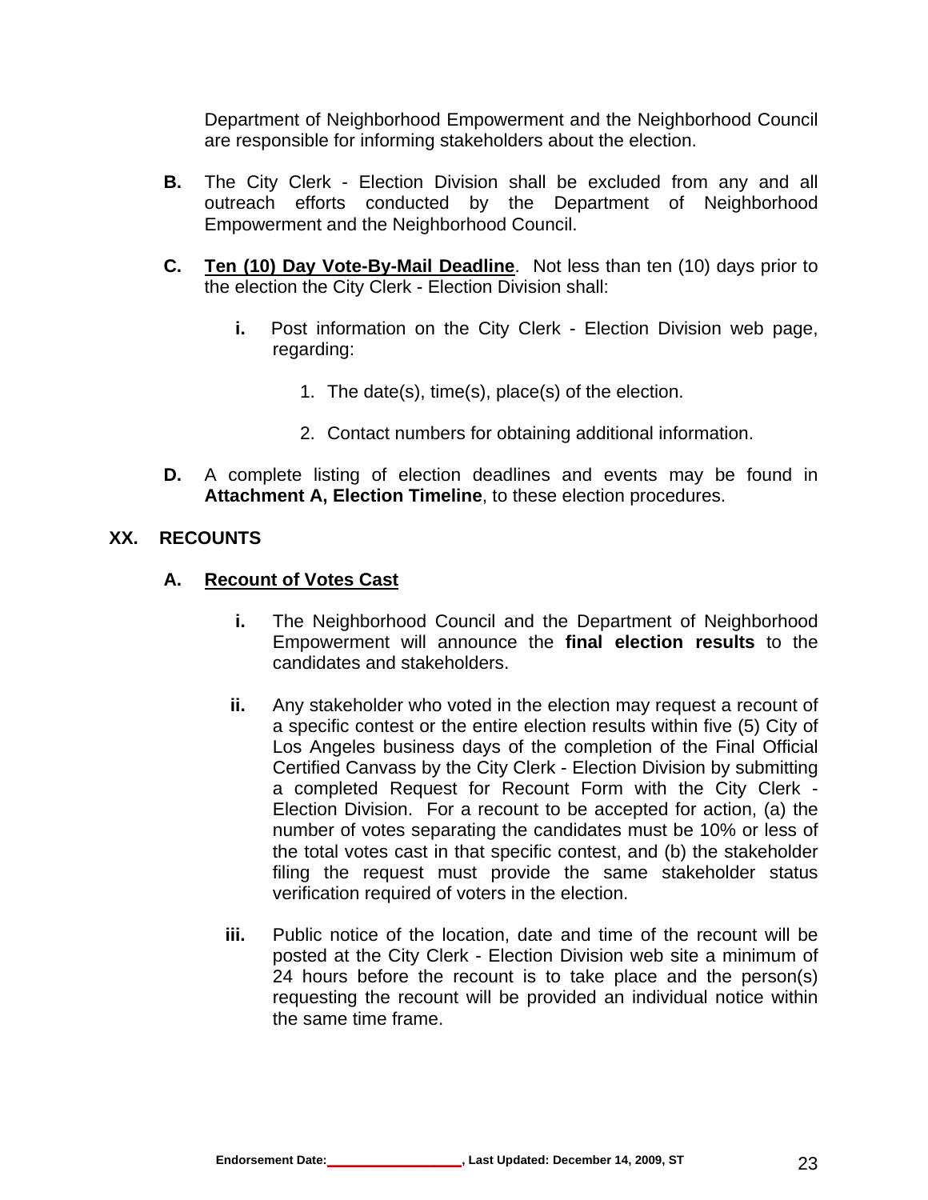Department of Neighborhood Empowerment and the Neighborhood Council are responsible for informing stakeholders about the election.

**B.** The City Clerk - Election Division shall be excluded from any and all outreach efforts conducted by the Department of Neighborhood Empowerment and the Neighborhood Council.

**C.** **<u>Ten (10) Day Vote-By-Mail Deadline</u>**. Not less than ten (10) days prior to the election the City Clerk - Election Division shall:

**i.** Post information on the City Clerk - Election Division web page, regarding:

1. The date(s), time(s), place(s) of the election.
2. Contact numbers for obtaining additional information.

**D.** A complete listing of election deadlines and events may be found in **Attachment A, Election Timeline**, to these election procedures.

## XX. RECOUNTS

### A. <u>Recount of Votes Cast</u>

**i.** The Neighborhood Council and the Department of Neighborhood Empowerment will announce the **final election results** to the candidates and stakeholders.

**ii.** Any stakeholder who voted in the election may request a recount of a specific contest or the entire election results within five (5) City of Los Angeles business days of the completion of the Final Official Certified Canvass by the City Clerk - Election Division by submitting a completed Request for Recount Form with the City Clerk - Election Division. For a recount to be accepted for action, (a) the number of votes separating the candidates must be 10% or less of the total votes cast in that specific contest, and (b) the stakeholder filing the request must provide the same stakeholder status verification required of voters in the election.

**iii.** Public notice of the location, date and time of the recount will be posted at the City Clerk - Election Division web site a minimum of 24 hours before the recount is to take place and the person(s) requesting the recount will be provided an individual notice within the same time frame.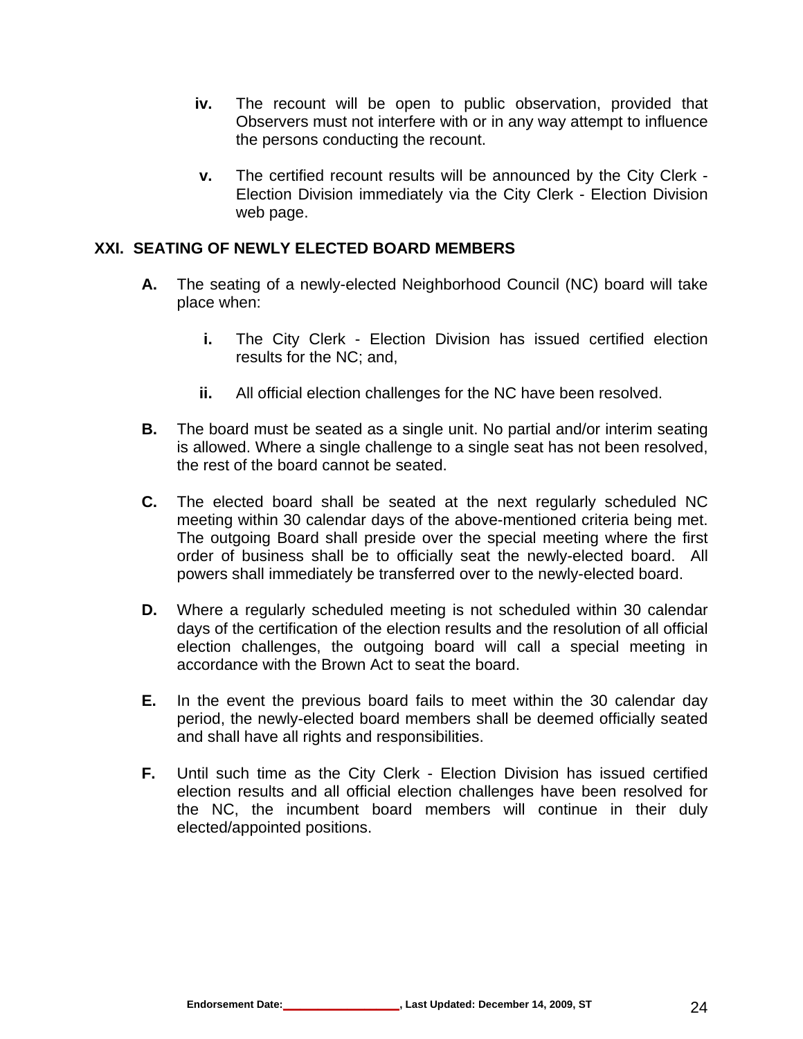iv. The recount will be open to public observation, provided that Observers must not interfere with or in any way attempt to influence the persons conducting the recount.

v. The certified recount results will be announced by the City Clerk - Election Division immediately via the City Clerk - Election Division web page.

## XXI. SEATING OF NEWLY ELECTED BOARD MEMBERS

**A.** The seating of a newly-elected Neighborhood Council (NC) board will take place when:

**i.** The City Clerk - Election Division has issued certified election results for the NC; and,

**ii.** All official election challenges for the NC have been resolved.

**B.** The board must be seated as a single unit. No partial and/or interim seating is allowed. Where a single challenge to a single seat has not been resolved, the rest of the board cannot be seated.

**C.** The elected board shall be seated at the next regularly scheduled NC meeting within 30 calendar days of the above-mentioned criteria being met. The outgoing Board shall preside over the special meeting where the first order of business shall be to officially seat the newly-elected board. All powers shall immediately be transferred over to the newly-elected board.

**D.** Where a regularly scheduled meeting is not scheduled within 30 calendar days of the certification of the election results and the resolution of all official election challenges, the outgoing board will call a special meeting in accordance with the Brown Act to seat the board.

**E.** In the event the previous board fails to meet within the 30 calendar day period, the newly-elected board members shall be deemed officially seated and shall have all rights and responsibilities.

**F.** Until such time as the City Clerk - Election Division has issued certified election results and all official election challenges have been resolved for the NC, the incumbent board members will continue in their duly elected/appointed positions.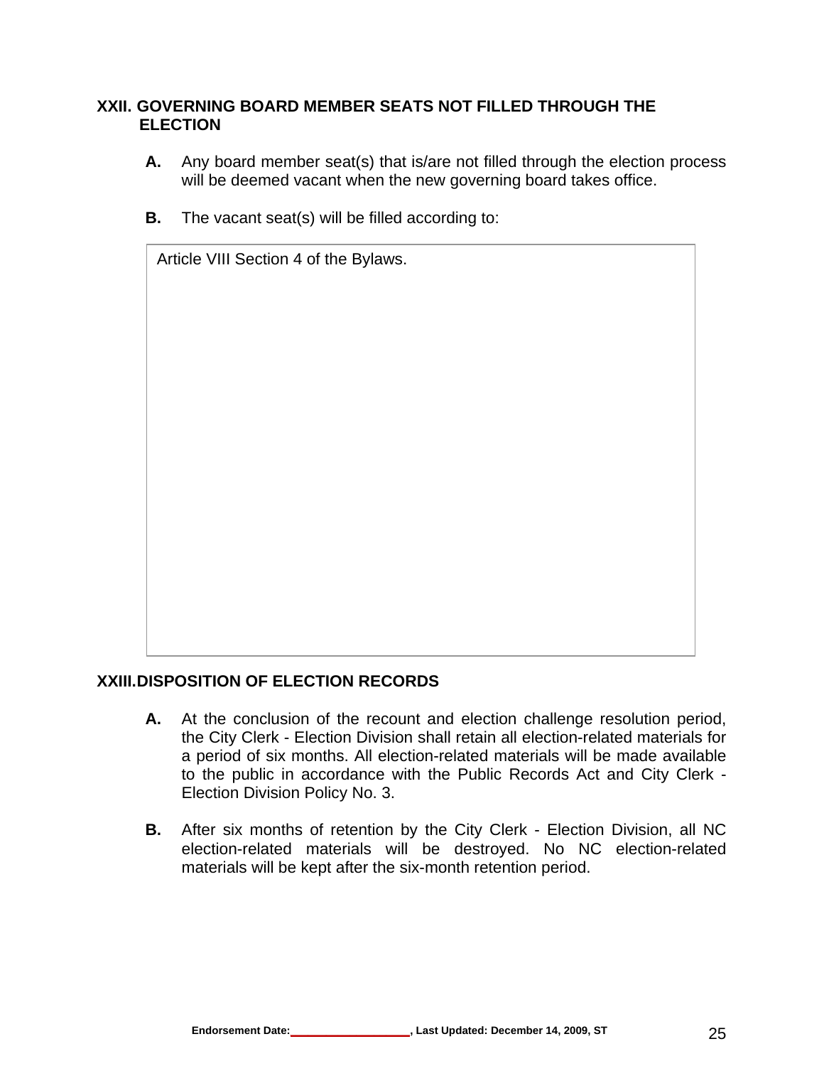## XXII. GOVERNING BOARD MEMBER SEATS NOT FILLED THROUGH THE ELECTION

**A.** Any board member seat(s) that is/are not filled through the election process will be deemed vacant when the new governing board takes office.

**B.** The vacant seat(s) will be filled according to:

Article VIII Section 4 of the Bylaws.

## XXIII. DISPOSITION OF ELECTION RECORDS

**A.** At the conclusion of the recount and election challenge resolution period, the City Clerk - Election Division shall retain all election-related materials for a period of six months. All election-related materials will be made available to the public in accordance with the Public Records Act and City Clerk - Election Division Policy No. 3.

**B.** After six months of retention by the City Clerk - Election Division, all NC election-related materials will be destroyed. No NC election-related materials will be kept after the six-month retention period.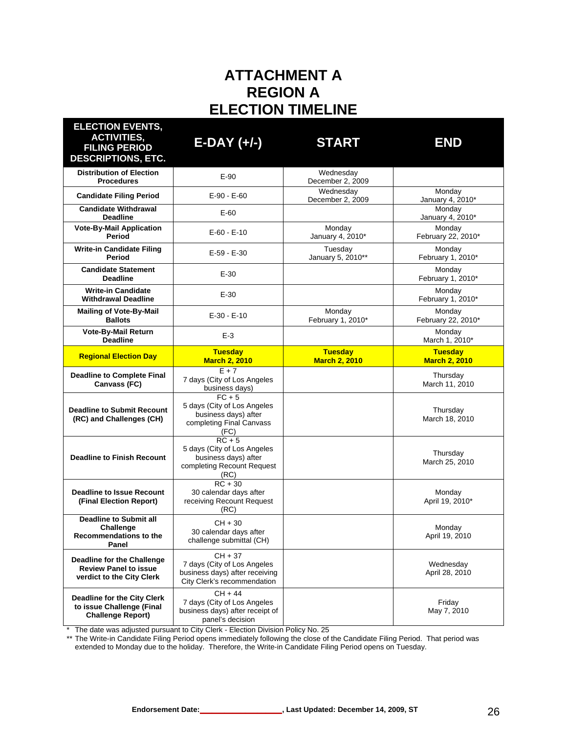# ATTACHMENT A
# REGION A
# ELECTION TIMELINE

| ELECTION EVENTS, ACTIVITIES, FILING PERIOD DESCRIPTIONS, ETC. | E-DAY (+/-) | START | END |
|---|---|---|---|
| **Distribution of Election Procedures** | E-90 | Wednesday December 2, 2009 | |
| **Candidate Filing Period** | E-90 - E-60 | Wednesday December 2, 2009 | Monday January 4, 2010* |
| **Candidate Withdrawal Deadline** | E-60 | | Monday January 4, 2010* |
| **Vote-By-Mail Application Period** | E-60 - E-10 | Monday January 4, 2010* | Monday February 22, 2010* |
| **Write-in Candidate Filing Period** | E-59 - E-30 | Tuesday January 5, 2010** | Monday February 1, 2010* |
| **Candidate Statement Deadline** | E-30 | | Monday February 1, 2010* |
| **Write-in Candidate Withdrawal Deadline** | E-30 | | Monday February 1, 2010* |
| **Mailing of Vote-By-Mail Ballots** | E-30 - E-10 | Monday February 1, 2010* | Monday February 22, 2010* |
| **Vote-By-Mail Return Deadline** | E-3 | | Monday March 1, 2010* |
| **Regional Election Day** | **Tuesday March 2, 2010** | **Tuesday March 2, 2010** | **Tuesday March 2, 2010** |
| **Deadline to Complete Final Canvass (FC)** | E + 7 7 days (City of Los Angeles business days) | | Thursday March 11, 2010 |
| **Deadline to Submit Recount (RC) and Challenges (CH)** | FC + 5 5 days (City of Los Angeles business days) after completing Final Canvass (FC) | | Thursday March 18, 2010 |
| **Deadline to Finish Recount** | RC + 5 5 days (City of Los Angeles business days) after completing Recount Request (RC) | | Thursday March 25, 2010 |
| **Deadline to Issue Recount (Final Election Report)** | RC + 30 30 calendar days after receiving Recount Request (RC) | | Monday April 19, 2010* |
| **Deadline to Submit all Challenge Recommendations to the Panel** | CH + 30 30 calendar days after challenge submittal (CH) | | Monday April 19, 2010 |
| **Deadline for the Challenge Review Panel to issue verdict to the City Clerk** | CH + 37 7 days (City of Los Angeles business days) after receiving City Clerk's recommendation | | Wednesday April 28, 2010 |
| **Deadline for the City Clerk to issue Challenge (Final Challenge Report)** | CH + 44 7 days (City of Los Angeles business days) after receipt of panel's decision | | Friday May 7, 2010 |

\* The date was adjusted pursuant to City Clerk - Election Division Policy No. 25

\** The Write-in Candidate Filing Period opens immediately following the close of the Candidate Filing Period. That period was extended to Monday due to the holiday. Therefore, the Write-in Candidate Filing Period opens on Tuesday.

**Endorsement Date:__________________, Last Updated: December 14, 2009, ST**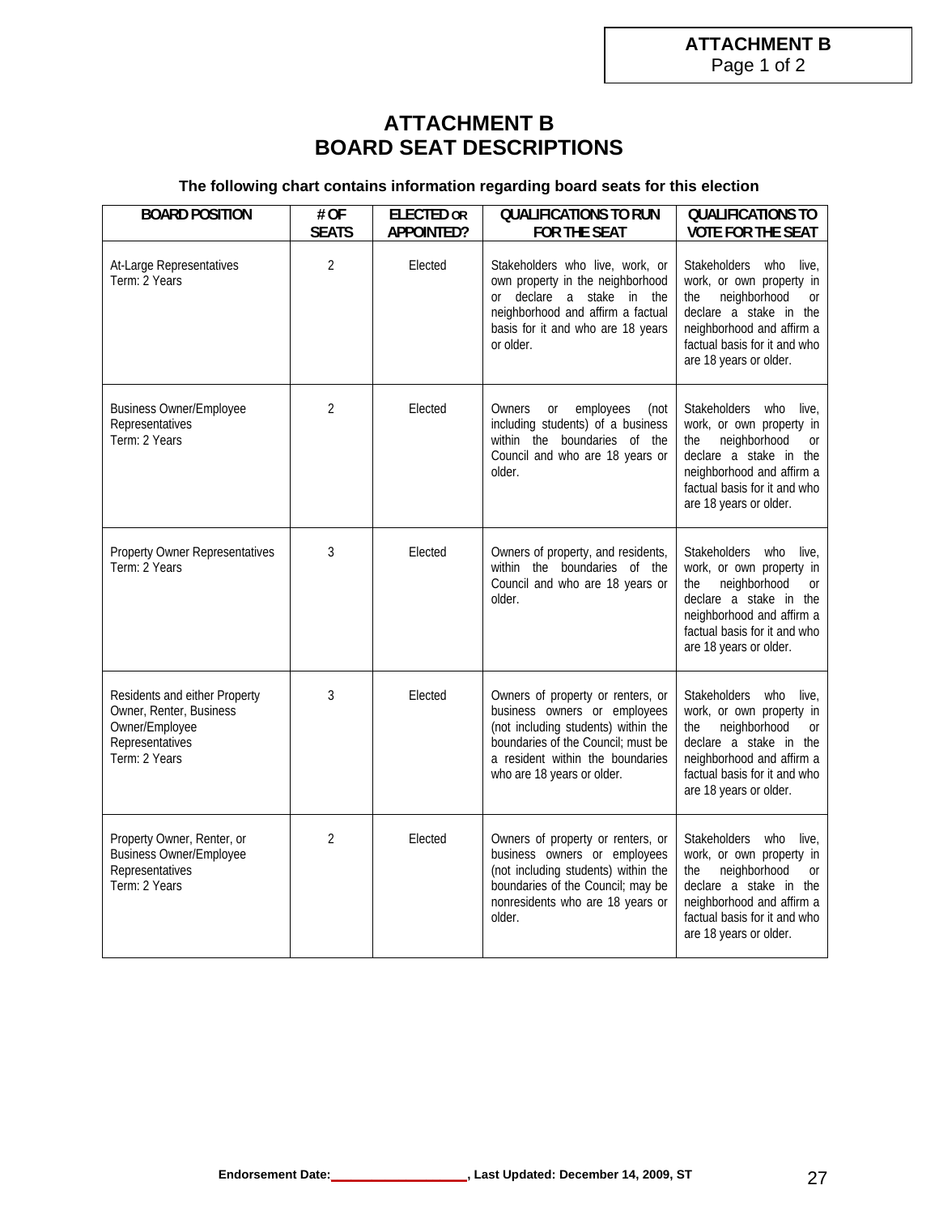**ATTACHMENT B**
Page 1 of 2

# ATTACHMENT B
# BOARD SEAT DESCRIPTIONS

**The following chart contains information regarding board seats for this election**

| BOARD POSITION | # OF SEATS | ELECTED OR APPOINTED? | QUALIFICATIONS TO RUN FOR THE SEAT | QUALIFICATIONS TO VOTE FOR THE SEAT |
|---|---|---|---|---|
| At-Large Representatives<br>Term: 2 Years | 2 | Elected | Stakeholders who live, work, or own property in the neighborhood or declare a stake in the neighborhood and affirm a factual basis for it and who are 18 years or older. | Stakeholders who live, work, or own property in the neighborhood or declare a stake in the neighborhood and affirm a factual basis for it and who are 18 years or older. |
| Business Owner/Employee Representatives<br>Term: 2 Years | 2 | Elected | Owners or employees (not including students) of a business within the boundaries of the Council and who are 18 years or older. | Stakeholders who live, work, or own property in the neighborhood or declare a stake in the neighborhood and affirm a factual basis for it and who are 18 years or older. |
| Property Owner Representatives<br>Term: 2 Years | 3 | Elected | Owners of property, and residents, within the boundaries of the Council and who are 18 years or older. | Stakeholders who live, work, or own property in the neighborhood or declare a stake in the neighborhood and affirm a factual basis for it and who are 18 years or older. |
| Residents and either Property Owner, Renter, Business Owner/Employee Representatives<br>Term: 2 Years | 3 | Elected | Owners of property or renters, or business owners or employees (not including students) within the boundaries of the Council; must be a resident within the boundaries who are 18 years or older. | Stakeholders who live, work, or own property in the neighborhood or declare a stake in the neighborhood and affirm a factual basis for it and who are 18 years or older. |
| Property Owner, Renter, or Business Owner/Employee Representatives<br>Term: 2 Years | 2 | Elected | Owners of property or renters, or business owners or employees (not including students) within the boundaries of the Council; may be nonresidents who are 18 years or older. | Stakeholders who live, work, or own property in the neighborhood or declare a stake in the neighborhood and affirm a factual basis for it and who are 18 years or older. |

**Endorsement Date:\_\_\_\_\_\_\_\_\_\_\_\_\_\_\_\_\_\_, Last Updated: December 14, 2009, ST**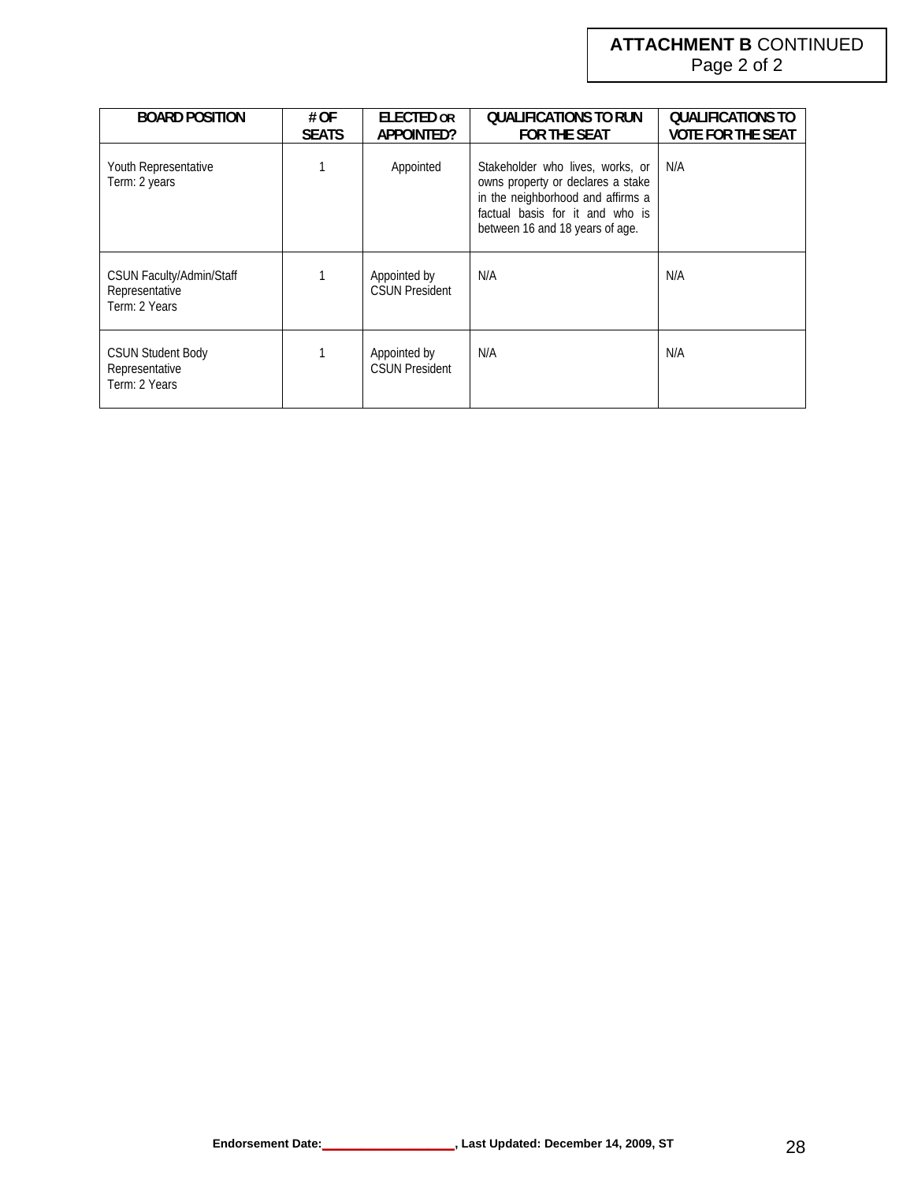**ATTACHMENT B** CONTINUED
Page 2 of 2

| BOARD POSITION | # OF SEATS | ELECTED OR APPOINTED? | QUALIFICATIONS TO RUN FOR THE SEAT | QUALIFICATIONS TO VOTE FOR THE SEAT |
|---|---|---|---|---|
| Youth Representative<br>Term: 2 years | 1 | Appointed | Stakeholder who lives, works, or owns property or declares a stake in the neighborhood and affirms a factual basis for it and who is between 16 and 18 years of age. | N/A |
| CSUN Faculty/Admin/Staff Representative<br>Term: 2 Years | 1 | Appointed by CSUN President | N/A | N/A |
| CSUN Student Body Representative<br>Term: 2 Years | 1 | Appointed by CSUN President | N/A | N/A |

**Endorsement Date:\_\_\_\_\_\_\_\_\_\_\_\_\_\_\_\_\_\_\_\_, Last Updated: December 14, 2009, ST**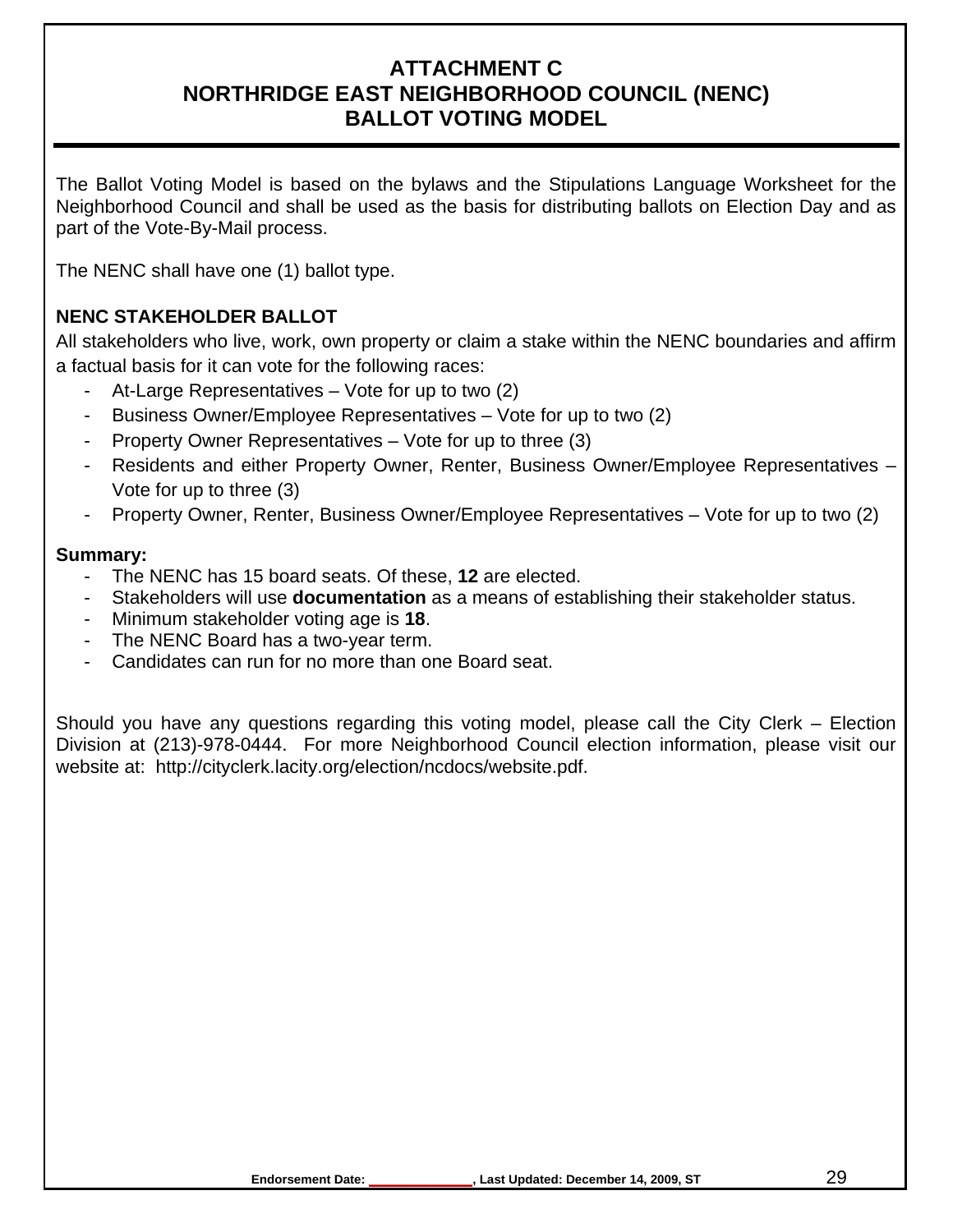# ATTACHMENT C
# NORTHRIDGE EAST NEIGHBORHOOD COUNCIL (NENC)
# BALLOT VOTING MODEL

The Ballot Voting Model is based on the bylaws and the Stipulations Language Worksheet for the Neighborhood Council and shall be used as the basis for distributing ballots on Election Day and as part of the Vote-By-Mail process.

The NENC shall have one (1) ballot type.

**NENC STAKEHOLDER BALLOT**

All stakeholders who live, work, own property or claim a stake within the NENC boundaries and affirm a factual basis for it can vote for the following races:

- At-Large Representatives – Vote for up to two (2)
- Business Owner/Employee Representatives – Vote for up to two (2)
- Property Owner Representatives – Vote for up to three (3)
- Residents and either Property Owner, Renter, Business Owner/Employee Representatives – Vote for up to three (3)
- Property Owner, Renter, Business Owner/Employee Representatives – Vote for up to two (2)

**Summary:**

- The NENC has 15 board seats. Of these, **12** are elected.
- Stakeholders will use **documentation** as a means of establishing their stakeholder status.
- Minimum stakeholder voting age is **18**.
- The NENC Board has a two-year term.
- Candidates can run for no more than one Board seat.

Should you have any questions regarding this voting model, please call the City Clerk – Election Division at (213)-978-0444. For more Neighborhood Council election information, please visit our website at: http://cityclerk.lacity.org/election/ncdocs/website.pdf.

Endorsement Date: ____________, Last Updated: December 14, 2009, ST